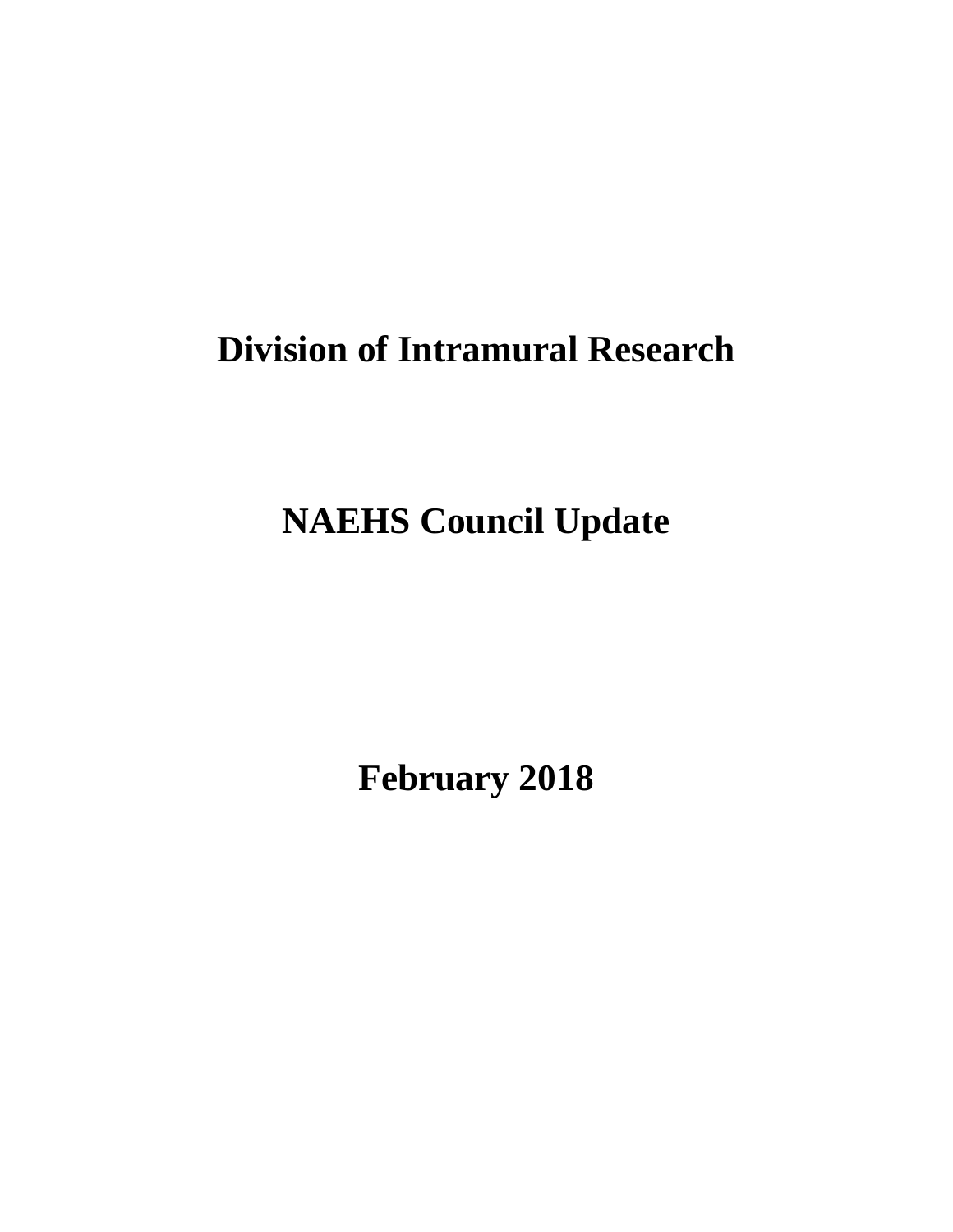# Division of Intramural Research

# NAEHS Council Update

# February 2018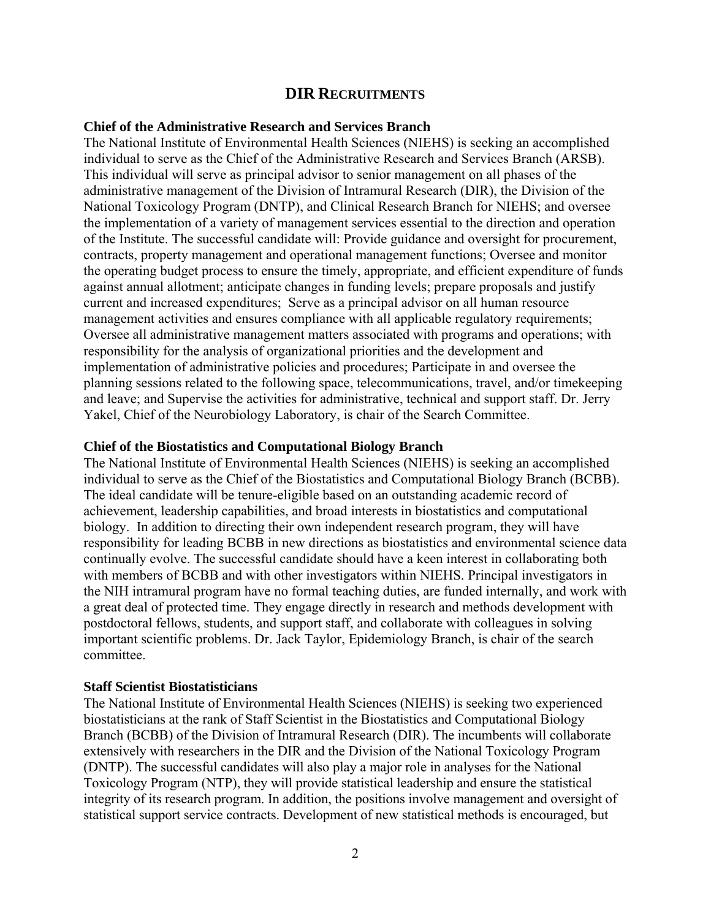# DIR Recruitments

**Chief of the Administrative Research and Services Branch**

The National Institute of Environmental Health Sciences (NIEHS) is seeking an accomplished individual to serve as the Chief of the Administrative Research and Services Branch (ARSB). This individual will serve as principal advisor to senior management on all phases of the administrative management of the Division of Intramural Research (DIR), the Division of the National Toxicology Program (DNTP), and Clinical Research Branch for NIEHS; and oversee the implementation of a variety of management services essential to the direction and operation of the Institute. The successful candidate will: Provide guidance and oversight for procurement, contracts, property management and operational management functions; Oversee and monitor the operating budget process to ensure the timely, appropriate, and efficient expenditure of funds against annual allotment; anticipate changes in funding levels; prepare proposals and justify current and increased expenditures; Serve as a principal advisor on all human resource management activities and ensures compliance with all applicable regulatory requirements; Oversee all administrative management matters associated with programs and operations; with responsibility for the analysis of organizational priorities and the development and implementation of administrative policies and procedures; Participate in and oversee the planning sessions related to the following space, telecommunications, travel, and/or timekeeping and leave; and Supervise the activities for administrative, technical and support staff. Dr. Jerry Yakel, Chief of the Neurobiology Laboratory, is chair of the Search Committee.

**Chief of the Biostatistics and Computational Biology Branch**

The National Institute of Environmental Health Sciences (NIEHS) is seeking an accomplished individual to serve as the Chief of the Biostatistics and Computational Biology Branch (BCBB). The ideal candidate will be tenure-eligible based on an outstanding academic record of achievement, leadership capabilities, and broad interests in biostatistics and computational biology. In addition to directing their own independent research program, they will have responsibility for leading BCBB in new directions as biostatistics and environmental science data continually evolve. The successful candidate should have a keen interest in collaborating both with members of BCBB and with other investigators within NIEHS. Principal investigators in the NIH intramural program have no formal teaching duties, are funded internally, and work with a great deal of protected time. They engage directly in research and methods development with postdoctoral fellows, students, and support staff, and collaborate with colleagues in solving important scientific problems. Dr. Jack Taylor, Epidemiology Branch, is chair of the search committee.

**Staff Scientist Biostatisticians**

The National Institute of Environmental Health Sciences (NIEHS) is seeking two experienced biostatisticians at the rank of Staff Scientist in the Biostatistics and Computational Biology Branch (BCBB) of the Division of Intramural Research (DIR). The incumbents will collaborate extensively with researchers in the DIR and the Division of the National Toxicology Program (DNTP). The successful candidates will also play a major role in analyses for the National Toxicology Program (NTP), they will provide statistical leadership and ensure the statistical integrity of its research program. In addition, the positions involve management and oversight of statistical support service contracts. Development of new statistical methods is encouraged, but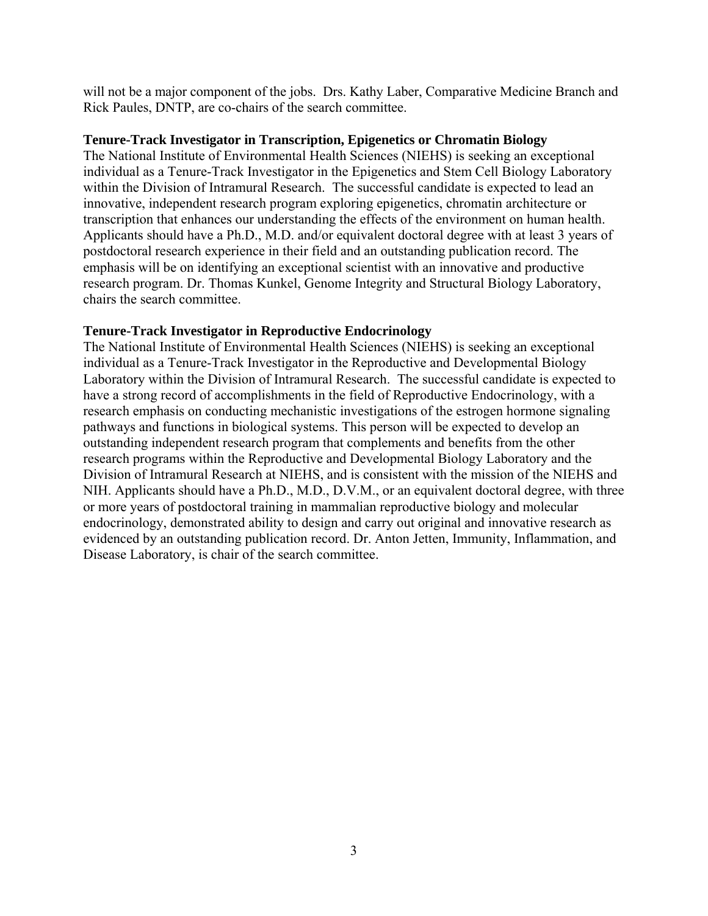will not be a major component of the jobs. Drs. Kathy Laber, Comparative Medicine Branch and Rick Paules, DNTP, are co-chairs of the search committee.

**Tenure-Track Investigator in Transcription, Epigenetics or Chromatin Biology**

The National Institute of Environmental Health Sciences (NIEHS) is seeking an exceptional individual as a Tenure-Track Investigator in the Epigenetics and Stem Cell Biology Laboratory within the Division of Intramural Research. The successful candidate is expected to lead an innovative, independent research program exploring epigenetics, chromatin architecture or transcription that enhances our understanding the effects of the environment on human health. Applicants should have a Ph.D., M.D. and/or equivalent doctoral degree with at least 3 years of postdoctoral research experience in their field and an outstanding publication record. The emphasis will be on identifying an exceptional scientist with an innovative and productive research program. Dr. Thomas Kunkel, Genome Integrity and Structural Biology Laboratory, chairs the search committee.

**Tenure-Track Investigator in Reproductive Endocrinology**

The National Institute of Environmental Health Sciences (NIEHS) is seeking an exceptional individual as a Tenure-Track Investigator in the Reproductive and Developmental Biology Laboratory within the Division of Intramural Research. The successful candidate is expected to have a strong record of accomplishments in the field of Reproductive Endocrinology, with a research emphasis on conducting mechanistic investigations of the estrogen hormone signaling pathways and functions in biological systems. This person will be expected to develop an outstanding independent research program that complements and benefits from the other research programs within the Reproductive and Developmental Biology Laboratory and the Division of Intramural Research at NIEHS, and is consistent with the mission of the NIEHS and NIH. Applicants should have a Ph.D., M.D., D.V.M., or an equivalent doctoral degree, with three or more years of postdoctoral training in mammalian reproductive biology and molecular endocrinology, demonstrated ability to design and carry out original and innovative research as evidenced by an outstanding publication record. Dr. Anton Jetten, Immunity, Inflammation, and Disease Laboratory, is chair of the search committee.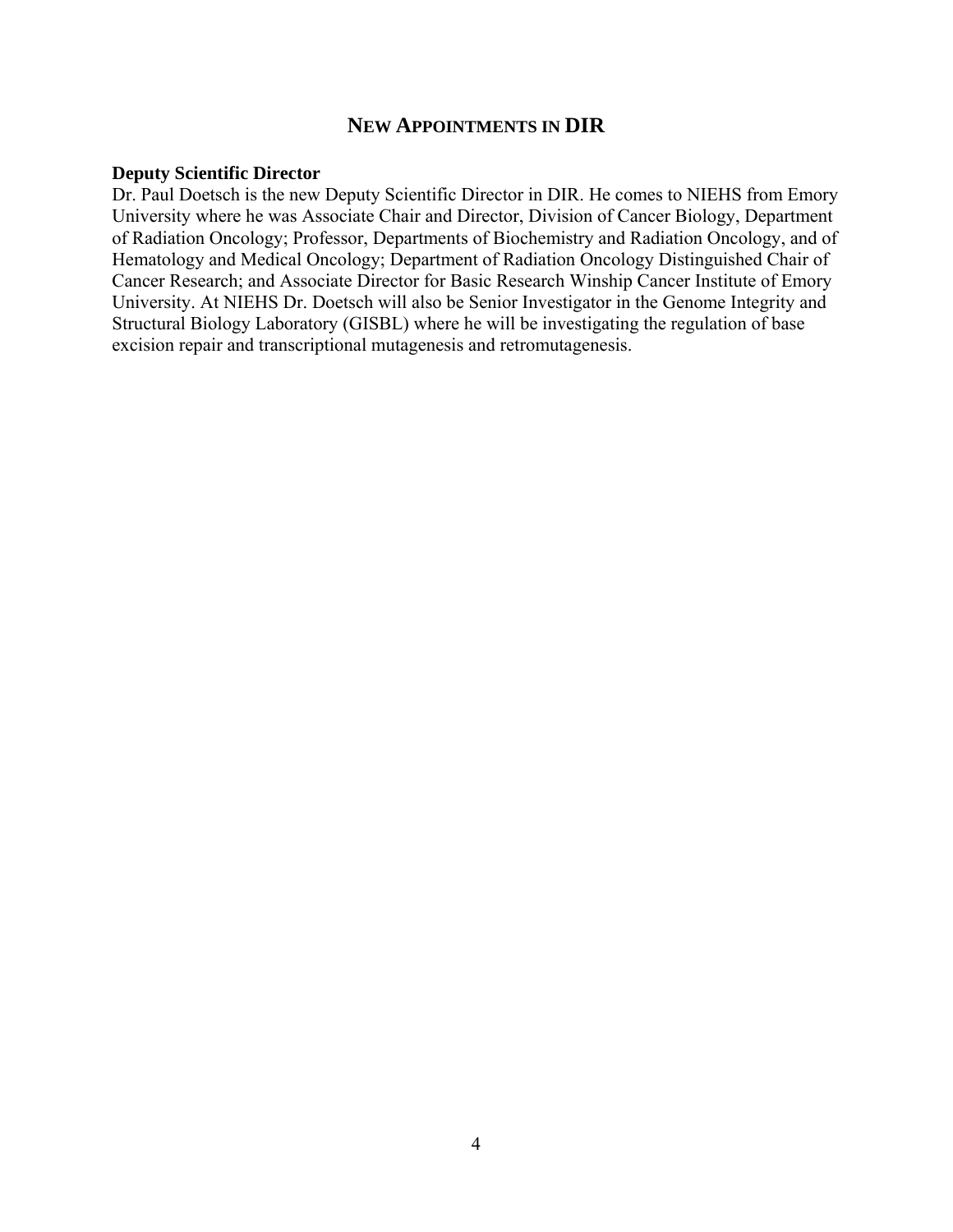## NEW APPOINTMENTS IN DIR

**Deputy Scientific Director**

Dr. Paul Doetsch is the new Deputy Scientific Director in DIR. He comes to NIEHS from Emory University where he was Associate Chair and Director, Division of Cancer Biology, Department of Radiation Oncology; Professor, Departments of Biochemistry and Radiation Oncology, and of Hematology and Medical Oncology; Department of Radiation Oncology Distinguished Chair of Cancer Research; and Associate Director for Basic Research Winship Cancer Institute of Emory University. At NIEHS Dr. Doetsch will also be Senior Investigator in the Genome Integrity and Structural Biology Laboratory (GISBL) where he will be investigating the regulation of base excision repair and transcriptional mutagenesis and retromutagenesis.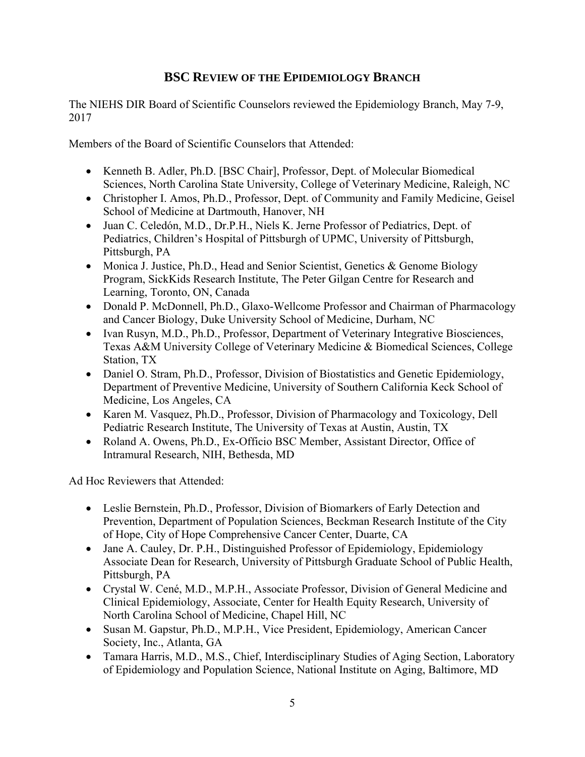## BSC REVIEW OF THE EPIDEMIOLOGY BRANCH

The NIEHS DIR Board of Scientific Counselors reviewed the Epidemiology Branch, May 7-9, 2017

Members of the Board of Scientific Counselors that Attended:

- Kenneth B. Adler, Ph.D. [BSC Chair], Professor, Dept. of Molecular Biomedical Sciences, North Carolina State University, College of Veterinary Medicine, Raleigh, NC
- Christopher I. Amos, Ph.D., Professor, Dept. of Community and Family Medicine, Geisel School of Medicine at Dartmouth, Hanover, NH
- Juan C. Celedón, M.D., Dr.P.H., Niels K. Jerne Professor of Pediatrics, Dept. of Pediatrics, Children's Hospital of Pittsburgh of UPMC, University of Pittsburgh, Pittsburgh, PA
- Monica J. Justice, Ph.D., Head and Senior Scientist, Genetics & Genome Biology Program, SickKids Research Institute, The Peter Gilgan Centre for Research and Learning, Toronto, ON, Canada
- Donald P. McDonnell, Ph.D., Glaxo-Wellcome Professor and Chairman of Pharmacology and Cancer Biology, Duke University School of Medicine, Durham, NC
- Ivan Rusyn, M.D., Ph.D., Professor, Department of Veterinary Integrative Biosciences, Texas A&M University College of Veterinary Medicine & Biomedical Sciences, College Station, TX
- Daniel O. Stram, Ph.D., Professor, Division of Biostatistics and Genetic Epidemiology, Department of Preventive Medicine, University of Southern California Keck School of Medicine, Los Angeles, CA
- Karen M. Vasquez, Ph.D., Professor, Division of Pharmacology and Toxicology, Dell Pediatric Research Institute, The University of Texas at Austin, Austin, TX
- Roland A. Owens, Ph.D., Ex-Officio BSC Member, Assistant Director, Office of Intramural Research, NIH, Bethesda, MD

Ad Hoc Reviewers that Attended:

- Leslie Bernstein, Ph.D., Professor, Division of Biomarkers of Early Detection and Prevention, Department of Population Sciences, Beckman Research Institute of the City of Hope, City of Hope Comprehensive Cancer Center, Duarte, CA
- Jane A. Cauley, Dr. P.H., Distinguished Professor of Epidemiology, Epidemiology Associate Dean for Research, University of Pittsburgh Graduate School of Public Health, Pittsburgh, PA
- Crystal W. Cené, M.D., M.P.H., Associate Professor, Division of General Medicine and Clinical Epidemiology, Associate, Center for Health Equity Research, University of North Carolina School of Medicine, Chapel Hill, NC
- Susan M. Gapstur, Ph.D., M.P.H., Vice President, Epidemiology, American Cancer Society, Inc., Atlanta, GA
- Tamara Harris, M.D., M.S., Chief, Interdisciplinary Studies of Aging Section, Laboratory of Epidemiology and Population Science, National Institute on Aging, Baltimore, MD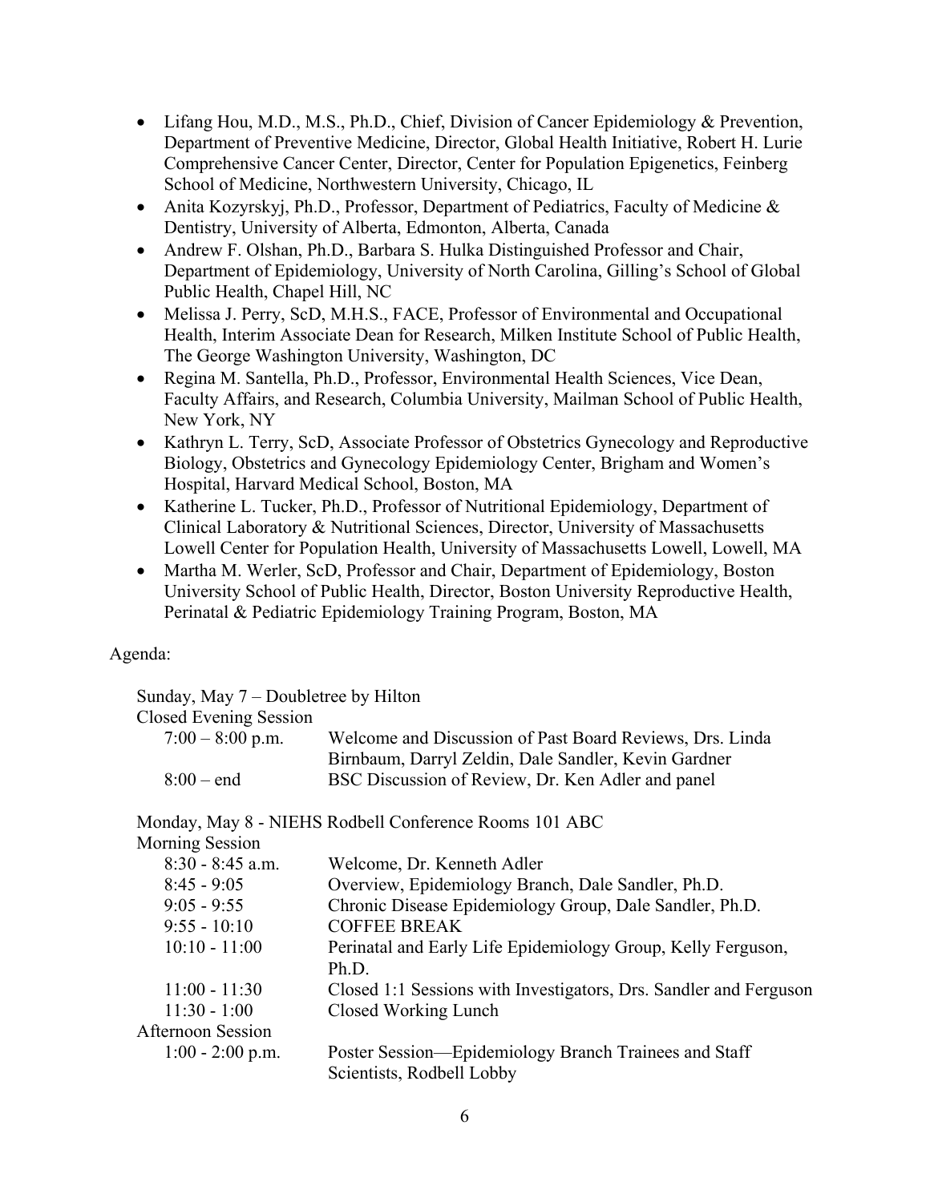- Lifang Hou, M.D., M.S., Ph.D., Chief, Division of Cancer Epidemiology & Prevention, Department of Preventive Medicine, Director, Global Health Initiative, Robert H. Lurie Comprehensive Cancer Center, Director, Center for Population Epigenetics, Feinberg School of Medicine, Northwestern University, Chicago, IL
- Anita Kozyrskyj, Ph.D., Professor, Department of Pediatrics, Faculty of Medicine & Dentistry, University of Alberta, Edmonton, Alberta, Canada
- Andrew F. Olshan, Ph.D., Barbara S. Hulka Distinguished Professor and Chair, Department of Epidemiology, University of North Carolina, Gilling's School of Global Public Health, Chapel Hill, NC
- Melissa J. Perry, ScD, M.H.S., FACE, Professor of Environmental and Occupational Health, Interim Associate Dean for Research, Milken Institute School of Public Health, The George Washington University, Washington, DC
- Regina M. Santella, Ph.D., Professor, Environmental Health Sciences, Vice Dean, Faculty Affairs, and Research, Columbia University, Mailman School of Public Health, New York, NY
- Kathryn L. Terry, ScD, Associate Professor of Obstetrics Gynecology and Reproductive Biology, Obstetrics and Gynecology Epidemiology Center, Brigham and Women's Hospital, Harvard Medical School, Boston, MA
- Katherine L. Tucker, Ph.D., Professor of Nutritional Epidemiology, Department of Clinical Laboratory & Nutritional Sciences, Director, University of Massachusetts Lowell Center for Population Health, University of Massachusetts Lowell, Lowell, MA
- Martha M. Werler, ScD, Professor and Chair, Department of Epidemiology, Boston University School of Public Health, Director, Boston University Reproductive Health, Perinatal & Pediatric Epidemiology Training Program, Boston, MA

Agenda:

Sunday, May 7 – Doubletree by Hilton

Closed Evening Session

| | |
|---|---|
| 7:00 – 8:00 p.m. | Welcome and Discussion of Past Board Reviews, Drs. Linda Birnbaum, Darryl Zeldin, Dale Sandler, Kevin Gardner |
| 8:00 – end | BSC Discussion of Review, Dr. Ken Adler and panel |

Monday, May 8 - NIEHS Rodbell Conference Rooms 101 ABC

Morning Session

| | |
|---|---|
| 8:30 - 8:45 a.m. | Welcome, Dr. Kenneth Adler |
| 8:45 - 9:05 | Overview, Epidemiology Branch, Dale Sandler, Ph.D. |
| 9:05 - 9:55 | Chronic Disease Epidemiology Group, Dale Sandler, Ph.D. |
| 9:55 - 10:10 | COFFEE BREAK |
| 10:10 - 11:00 | Perinatal and Early Life Epidemiology Group, Kelly Ferguson, Ph.D. |
| 11:00 - 11:30 | Closed 1:1 Sessions with Investigators, Drs. Sandler and Ferguson |
| 11:30 - 1:00 | Closed Working Lunch |

Afternoon Session

| | |
|---|---|
| 1:00 - 2:00 p.m. | Poster Session—Epidemiology Branch Trainees and Staff Scientists, Rodbell Lobby |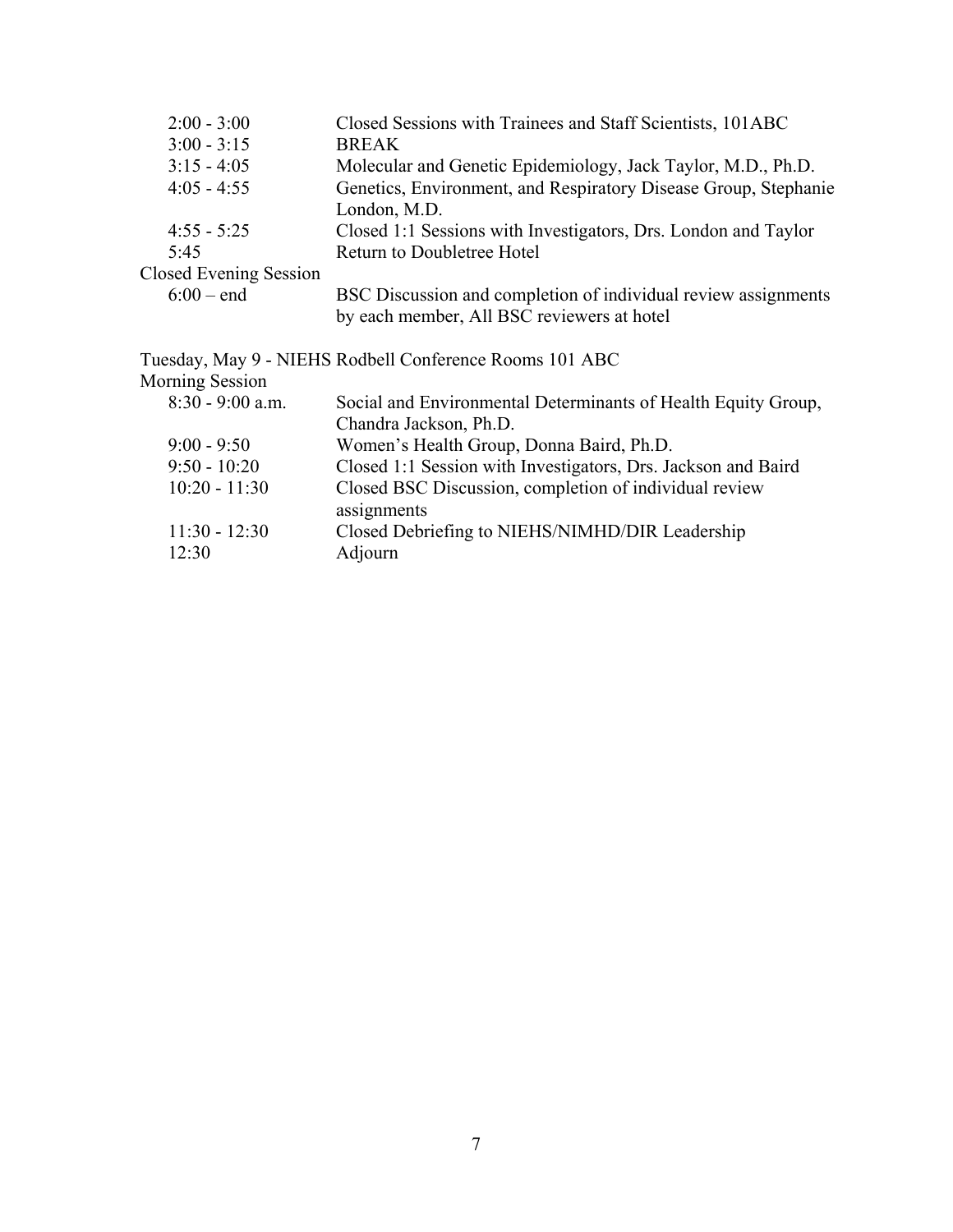| | |
|---|---|
| 2:00 - 3:00 | Closed Sessions with Trainees and Staff Scientists, 101ABC |
| 3:00 - 3:15 | BREAK |
| 3:15 - 4:05 | Molecular and Genetic Epidemiology, Jack Taylor, M.D., Ph.D. |
| 4:05 - 4:55 | Genetics, Environment, and Respiratory Disease Group, Stephanie London, M.D. |
| 4:55 - 5:25 | Closed 1:1 Sessions with Investigators, Drs. London and Taylor |
| 5:45 | Return to Doubletree Hotel |

Closed Evening Session

| | |
|---|---|
| 6:00 – end | BSC Discussion and completion of individual review assignments by each member, All BSC reviewers at hotel |

Tuesday, May 9 - NIEHS Rodbell Conference Rooms 101 ABC

Morning Session

| | |
|---|---|
| 8:30 - 9:00 a.m. | Social and Environmental Determinants of Health Equity Group, Chandra Jackson, Ph.D. |
| 9:00 - 9:50 | Women's Health Group, Donna Baird, Ph.D. |
| 9:50 - 10:20 | Closed 1:1 Session with Investigators, Drs. Jackson and Baird |
| 10:20 - 11:30 | Closed BSC Discussion, completion of individual review assignments |
| 11:30 - 12:30 | Closed Debriefing to NIEHS/NIMHD/DIR Leadership |
| 12:30 | Adjourn |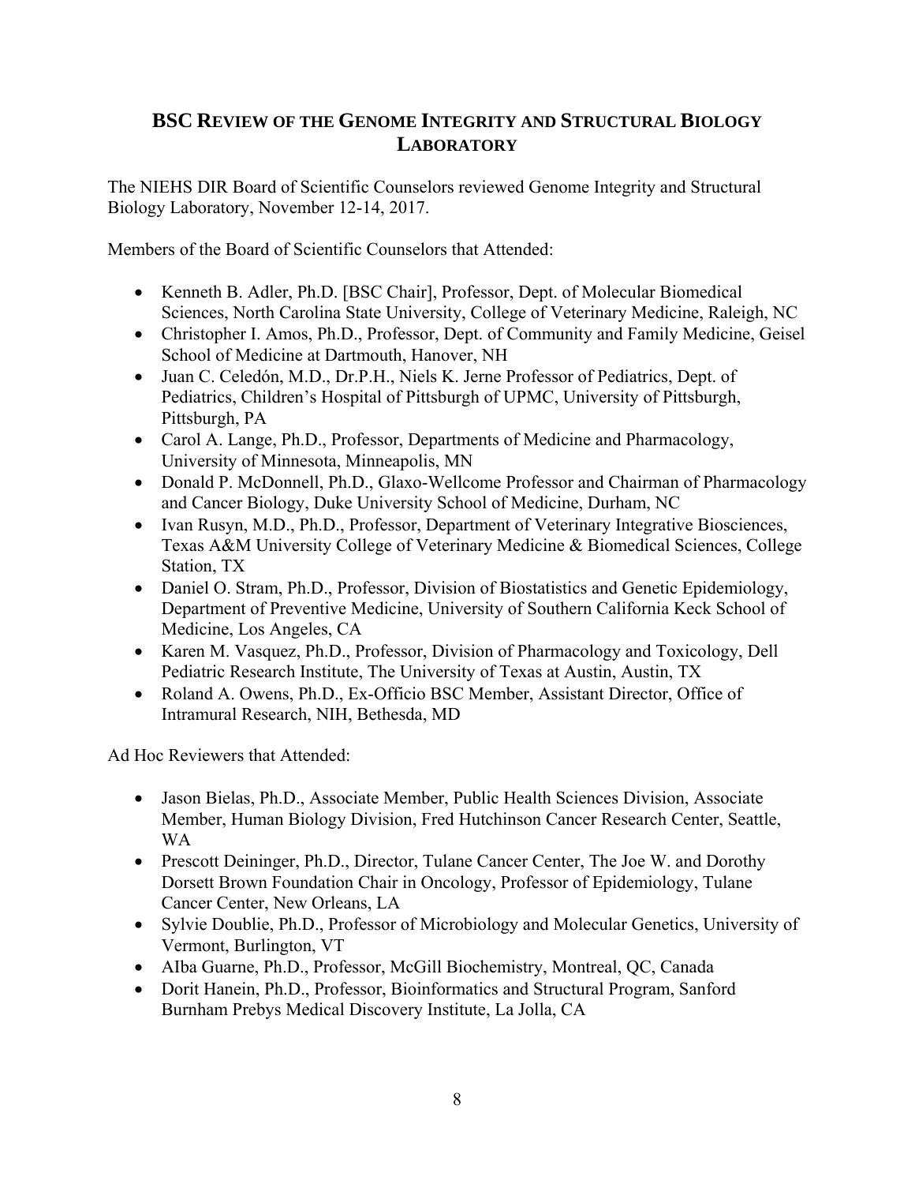## BSC REVIEW OF THE GENOME INTEGRITY AND STRUCTURAL BIOLOGY LABORATORY

The NIEHS DIR Board of Scientific Counselors reviewed Genome Integrity and Structural Biology Laboratory, November 12-14, 2017.

Members of the Board of Scientific Counselors that Attended:

- Kenneth B. Adler, Ph.D. [BSC Chair], Professor, Dept. of Molecular Biomedical Sciences, North Carolina State University, College of Veterinary Medicine, Raleigh, NC
- Christopher I. Amos, Ph.D., Professor, Dept. of Community and Family Medicine, Geisel School of Medicine at Dartmouth, Hanover, NH
- Juan C. Celedón, M.D., Dr.P.H., Niels K. Jerne Professor of Pediatrics, Dept. of Pediatrics, Children's Hospital of Pittsburgh of UPMC, University of Pittsburgh, Pittsburgh, PA
- Carol A. Lange, Ph.D., Professor, Departments of Medicine and Pharmacology, University of Minnesota, Minneapolis, MN
- Donald P. McDonnell, Ph.D., Glaxo-Wellcome Professor and Chairman of Pharmacology and Cancer Biology, Duke University School of Medicine, Durham, NC
- Ivan Rusyn, M.D., Ph.D., Professor, Department of Veterinary Integrative Biosciences, Texas A&M University College of Veterinary Medicine & Biomedical Sciences, College Station, TX
- Daniel O. Stram, Ph.D., Professor, Division of Biostatistics and Genetic Epidemiology, Department of Preventive Medicine, University of Southern California Keck School of Medicine, Los Angeles, CA
- Karen M. Vasquez, Ph.D., Professor, Division of Pharmacology and Toxicology, Dell Pediatric Research Institute, The University of Texas at Austin, Austin, TX
- Roland A. Owens, Ph.D., Ex-Officio BSC Member, Assistant Director, Office of Intramural Research, NIH, Bethesda, MD

Ad Hoc Reviewers that Attended:

- Jason Bielas, Ph.D., Associate Member, Public Health Sciences Division, Associate Member, Human Biology Division, Fred Hutchinson Cancer Research Center, Seattle, WA
- Prescott Deininger, Ph.D., Director, Tulane Cancer Center, The Joe W. and Dorothy Dorsett Brown Foundation Chair in Oncology, Professor of Epidemiology, Tulane Cancer Center, New Orleans, LA
- Sylvie Doublie, Ph.D., Professor of Microbiology and Molecular Genetics, University of Vermont, Burlington, VT
- AIba Guarne, Ph.D., Professor, McGill Biochemistry, Montreal, QC, Canada
- Dorit Hanein, Ph.D., Professor, Bioinformatics and Structural Program, Sanford Burnham Prebys Medical Discovery Institute, La Jolla, CA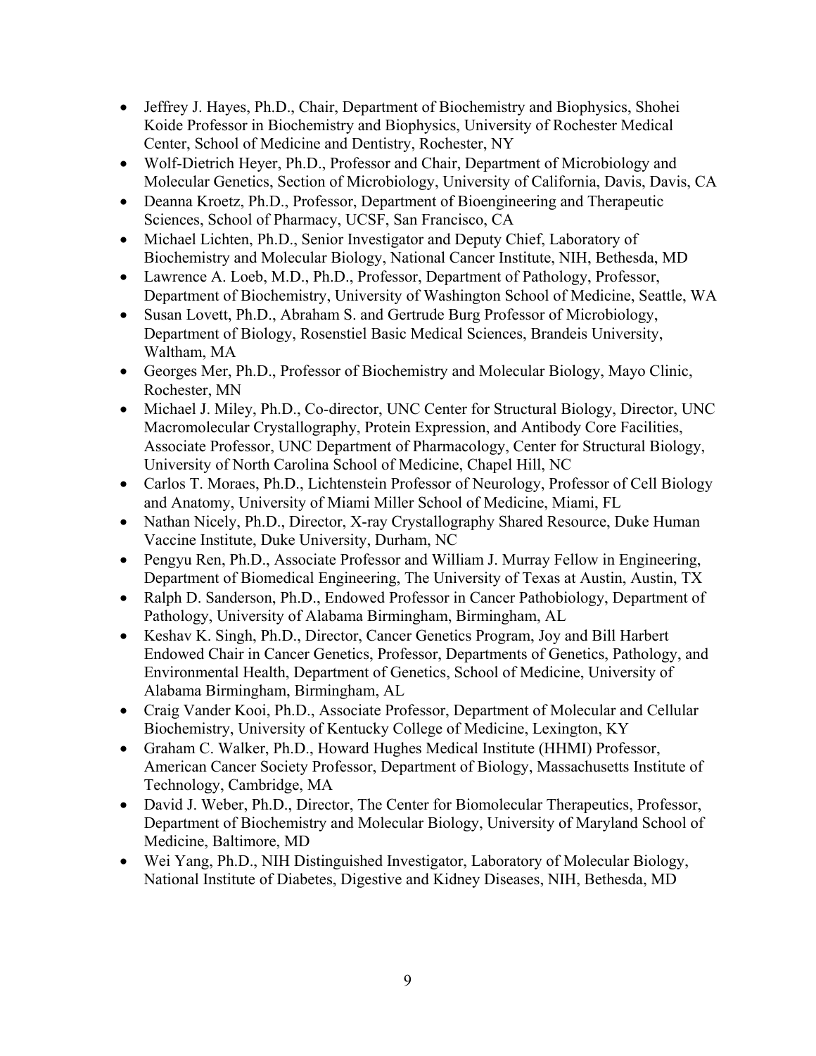- Jeffrey J. Hayes, Ph.D., Chair, Department of Biochemistry and Biophysics, Shohei Koide Professor in Biochemistry and Biophysics, University of Rochester Medical Center, School of Medicine and Dentistry, Rochester, NY
- Wolf-Dietrich Heyer, Ph.D., Professor and Chair, Department of Microbiology and Molecular Genetics, Section of Microbiology, University of California, Davis, Davis, CA
- Deanna Kroetz, Ph.D., Professor, Department of Bioengineering and Therapeutic Sciences, School of Pharmacy, UCSF, San Francisco, CA
- Michael Lichten, Ph.D., Senior Investigator and Deputy Chief, Laboratory of Biochemistry and Molecular Biology, National Cancer Institute, NIH, Bethesda, MD
- Lawrence A. Loeb, M.D., Ph.D., Professor, Department of Pathology, Professor, Department of Biochemistry, University of Washington School of Medicine, Seattle, WA
- Susan Lovett, Ph.D., Abraham S. and Gertrude Burg Professor of Microbiology, Department of Biology, Rosenstiel Basic Medical Sciences, Brandeis University, Waltham, MA
- Georges Mer, Ph.D., Professor of Biochemistry and Molecular Biology, Mayo Clinic, Rochester, MN
- Michael J. Miley, Ph.D., Co-director, UNC Center for Structural Biology, Director, UNC Macromolecular Crystallography, Protein Expression, and Antibody Core Facilities, Associate Professor, UNC Department of Pharmacology, Center for Structural Biology, University of North Carolina School of Medicine, Chapel Hill, NC
- Carlos T. Moraes, Ph.D., Lichtenstein Professor of Neurology, Professor of Cell Biology and Anatomy, University of Miami Miller School of Medicine, Miami, FL
- Nathan Nicely, Ph.D., Director, X-ray Crystallography Shared Resource, Duke Human Vaccine Institute, Duke University, Durham, NC
- Pengyu Ren, Ph.D., Associate Professor and William J. Murray Fellow in Engineering, Department of Biomedical Engineering, The University of Texas at Austin, Austin, TX
- Ralph D. Sanderson, Ph.D., Endowed Professor in Cancer Pathobiology, Department of Pathology, University of Alabama Birmingham, Birmingham, AL
- Keshav K. Singh, Ph.D., Director, Cancer Genetics Program, Joy and Bill Harbert Endowed Chair in Cancer Genetics, Professor, Departments of Genetics, Pathology, and Environmental Health, Department of Genetics, School of Medicine, University of Alabama Birmingham, Birmingham, AL
- Craig Vander Kooi, Ph.D., Associate Professor, Department of Molecular and Cellular Biochemistry, University of Kentucky College of Medicine, Lexington, KY
- Graham C. Walker, Ph.D., Howard Hughes Medical Institute (HHMI) Professor, American Cancer Society Professor, Department of Biology, Massachusetts Institute of Technology, Cambridge, MA
- David J. Weber, Ph.D., Director, The Center for Biomolecular Therapeutics, Professor, Department of Biochemistry and Molecular Biology, University of Maryland School of Medicine, Baltimore, MD
- Wei Yang, Ph.D., NIH Distinguished Investigator, Laboratory of Molecular Biology, National Institute of Diabetes, Digestive and Kidney Diseases, NIH, Bethesda, MD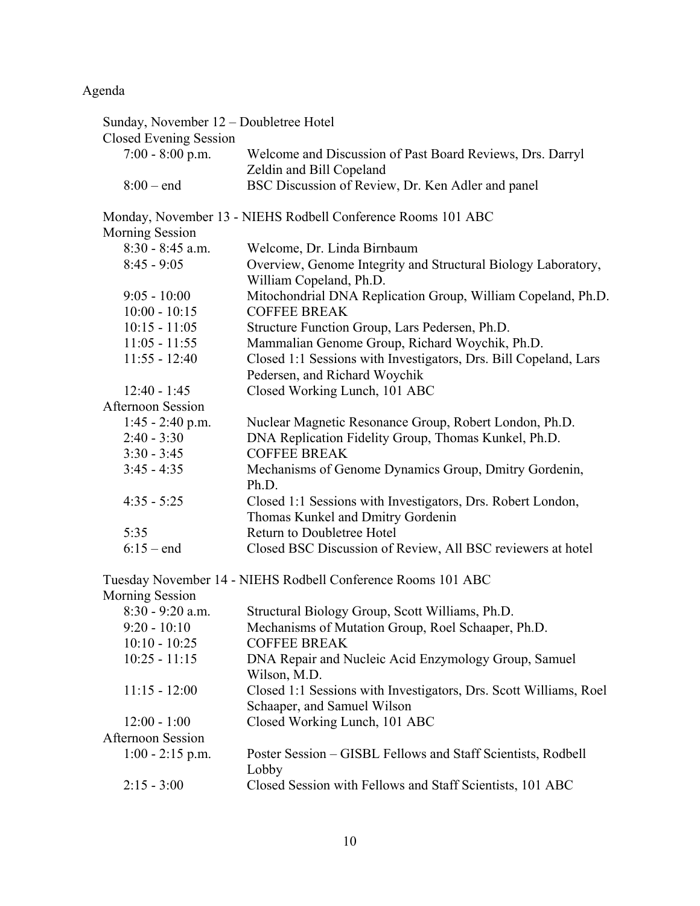Agenda

**Sunday, November 12 – Doubletree Hotel**

Closed Evening Session

| Time | Activity |
|---|---|
| 7:00 - 8:00 p.m. | Welcome and Discussion of Past Board Reviews, Drs. Darryl Zeldin and Bill Copeland |
| 8:00 – end | BSC Discussion of Review, Dr. Ken Adler and panel |

**Monday, November 13 - NIEHS Rodbell Conference Rooms 101 ABC**

Morning Session

| Time | Activity |
|---|---|
| 8:30 - 8:45 a.m. | Welcome, Dr. Linda Birnbaum |
| 8:45 - 9:05 | Overview, Genome Integrity and Structural Biology Laboratory, William Copeland, Ph.D. |
| 9:05 - 10:00 | Mitochondrial DNA Replication Group, William Copeland, Ph.D. |
| 10:00 - 10:15 | COFFEE BREAK |
| 10:15 - 11:05 | Structure Function Group, Lars Pedersen, Ph.D. |
| 11:05 - 11:55 | Mammalian Genome Group, Richard Woychik, Ph.D. |
| 11:55 - 12:40 | Closed 1:1 Sessions with Investigators, Drs. Bill Copeland, Lars Pedersen, and Richard Woychik |
| 12:40 - 1:45 | Closed Working Lunch, 101 ABC |

Afternoon Session

| Time | Activity |
|---|---|
| 1:45 - 2:40 p.m. | Nuclear Magnetic Resonance Group, Robert London, Ph.D. |
| 2:40 - 3:30 | DNA Replication Fidelity Group, Thomas Kunkel, Ph.D. |
| 3:30 - 3:45 | COFFEE BREAK |
| 3:45 - 4:35 | Mechanisms of Genome Dynamics Group, Dmitry Gordenin, Ph.D. |
| 4:35 - 5:25 | Closed 1:1 Sessions with Investigators, Drs. Robert London, Thomas Kunkel and Dmitry Gordenin |
| 5:35 | Return to Doubletree Hotel |
| 6:15 – end | Closed BSC Discussion of Review, All BSC reviewers at hotel |

**Tuesday November 14 - NIEHS Rodbell Conference Rooms 101 ABC**

Morning Session

| Time | Activity |
|---|---|
| 8:30 - 9:20 a.m. | Structural Biology Group, Scott Williams, Ph.D. |
| 9:20 - 10:10 | Mechanisms of Mutation Group, Roel Schaaper, Ph.D. |
| 10:10 - 10:25 | COFFEE BREAK |
| 10:25 - 11:15 | DNA Repair and Nucleic Acid Enzymology Group, Samuel Wilson, M.D. |
| 11:15 - 12:00 | Closed 1:1 Sessions with Investigators, Drs. Scott Williams, Roel Schaaper, and Samuel Wilson |
| 12:00 - 1:00 | Closed Working Lunch, 101 ABC |

Afternoon Session

| Time | Activity |
|---|---|
| 1:00 - 2:15 p.m. | Poster Session – GISBL Fellows and Staff Scientists, Rodbell Lobby |
| 2:15 - 3:00 | Closed Session with Fellows and Staff Scientists, 101 ABC |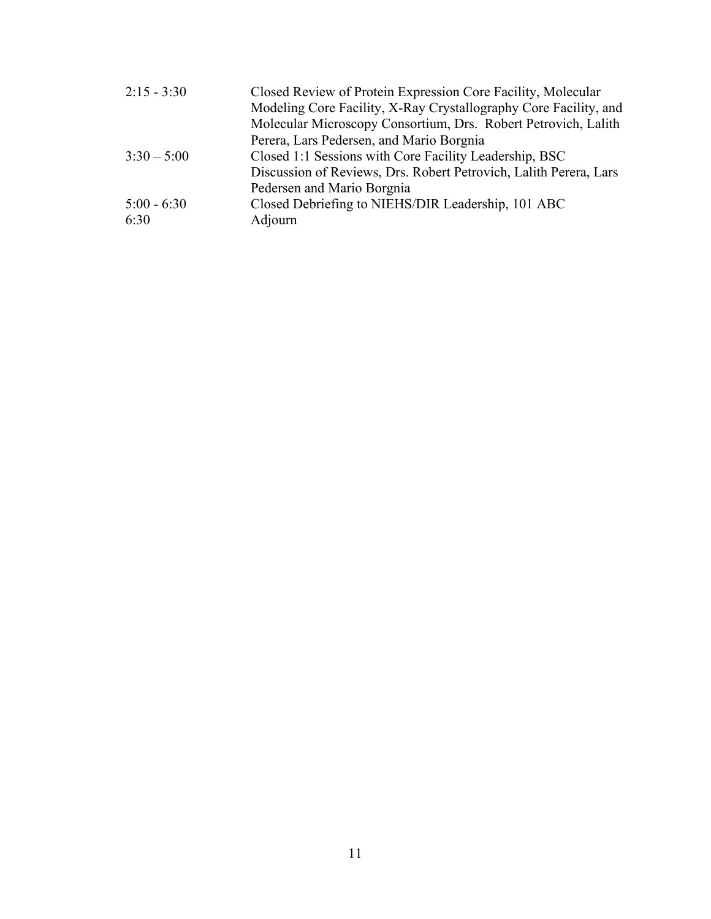| | |
|---|---|
| 2:15 - 3:30 | Closed Review of Protein Expression Core Facility, Molecular Modeling Core Facility, X-Ray Crystallography Core Facility, and Molecular Microscopy Consortium, Drs. Robert Petrovich, Lalith Perera, Lars Pedersen, and Mario Borgnia |
| 3:30 – 5:00 | Closed 1:1 Sessions with Core Facility Leadership, BSC Discussion of Reviews, Drs. Robert Petrovich, Lalith Perera, Lars Pedersen and Mario Borgnia |
| 5:00 - 6:30 | Closed Debriefing to NIEHS/DIR Leadership, 101 ABC |
| 6:30 | Adjourn |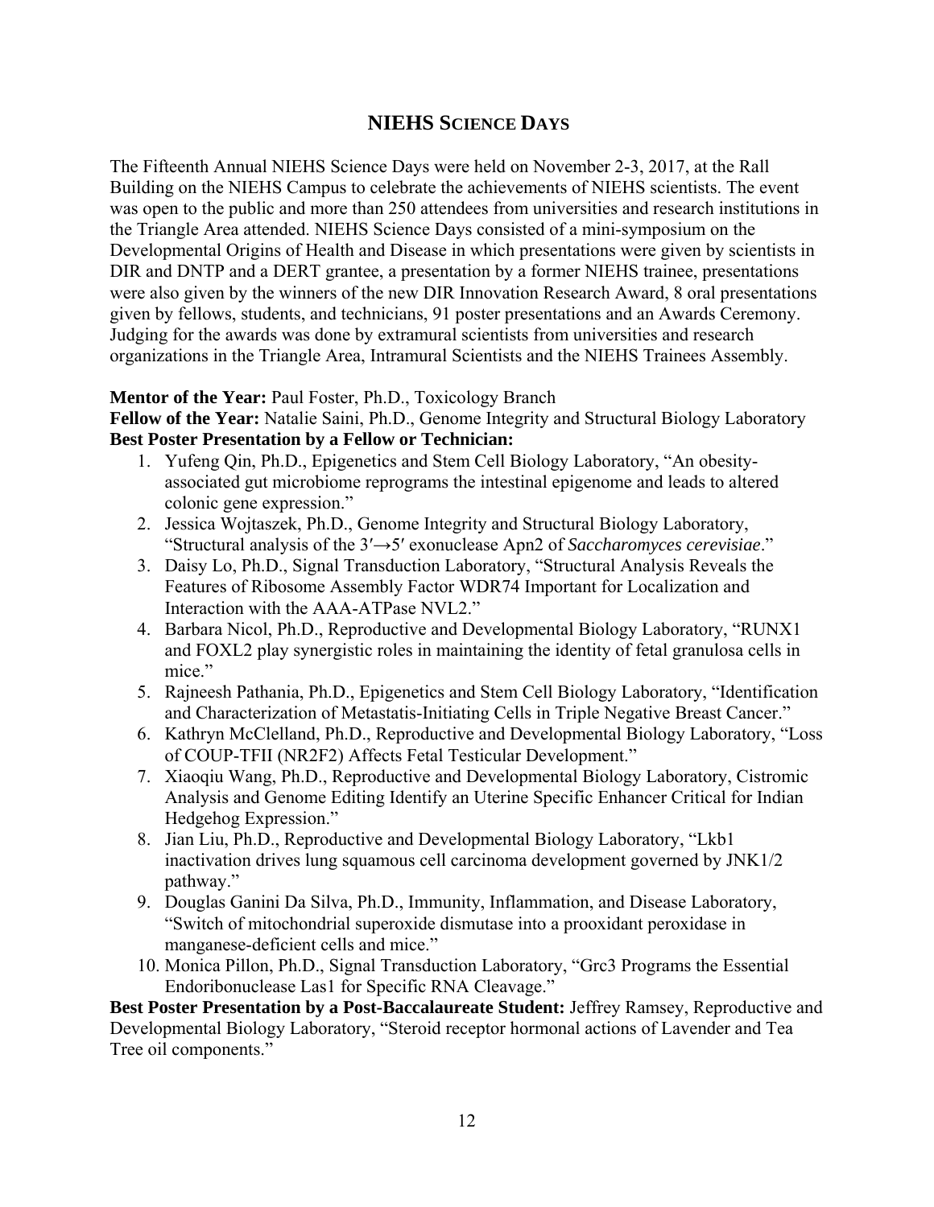## NIEHS Science Days

The Fifteenth Annual NIEHS Science Days were held on November 2-3, 2017, at the Rall Building on the NIEHS Campus to celebrate the achievements of NIEHS scientists. The event was open to the public and more than 250 attendees from universities and research institutions in the Triangle Area attended. NIEHS Science Days consisted of a mini-symposium on the Developmental Origins of Health and Disease in which presentations were given by scientists in DIR and DNTP and a DERT grantee, a presentation by a former NIEHS trainee, presentations were also given by the winners of the new DIR Innovation Research Award, 8 oral presentations given by fellows, students, and technicians, 91 poster presentations and an Awards Ceremony. Judging for the awards was done by extramural scientists from universities and research organizations in the Triangle Area, Intramural Scientists and the NIEHS Trainees Assembly.

**Mentor of the Year:** Paul Foster, Ph.D., Toxicology Branch
**Fellow of the Year:** Natalie Saini, Ph.D., Genome Integrity and Structural Biology Laboratory
**Best Poster Presentation by a Fellow or Technician:**

1. Yufeng Qin, Ph.D., Epigenetics and Stem Cell Biology Laboratory, "An obesity-associated gut microbiome reprograms the intestinal epigenome and leads to altered colonic gene expression."
2. Jessica Wojtaszek, Ph.D., Genome Integrity and Structural Biology Laboratory, "Structural analysis of the 3′→5′ exonuclease Apn2 of *Saccharomyces cerevisiae*."
3. Daisy Lo, Ph.D., Signal Transduction Laboratory, "Structural Analysis Reveals the Features of Ribosome Assembly Factor WDR74 Important for Localization and Interaction with the AAA-ATPase NVL2."
4. Barbara Nicol, Ph.D., Reproductive and Developmental Biology Laboratory, "RUNX1 and FOXL2 play synergistic roles in maintaining the identity of fetal granulosa cells in mice."
5. Rajneesh Pathania, Ph.D., Epigenetics and Stem Cell Biology Laboratory, "Identification and Characterization of Metastatis-Initiating Cells in Triple Negative Breast Cancer."
6. Kathryn McClelland, Ph.D., Reproductive and Developmental Biology Laboratory, "Loss of COUP-TFII (NR2F2) Affects Fetal Testicular Development."
7. Xiaoqiu Wang, Ph.D., Reproductive and Developmental Biology Laboratory, Cistromic Analysis and Genome Editing Identify an Uterine Specific Enhancer Critical for Indian Hedgehog Expression."
8. Jian Liu, Ph.D., Reproductive and Developmental Biology Laboratory, "Lkb1 inactivation drives lung squamous cell carcinoma development governed by JNK1/2 pathway."
9. Douglas Ganini Da Silva, Ph.D., Immunity, Inflammation, and Disease Laboratory, "Switch of mitochondrial superoxide dismutase into a prooxidant peroxidase in manganese-deficient cells and mice."
10. Monica Pillon, Ph.D., Signal Transduction Laboratory, "Grc3 Programs the Essential Endoribonuclease Las1 for Specific RNA Cleavage."

**Best Poster Presentation by a Post-Baccalaureate Student:** Jeffrey Ramsey, Reproductive and Developmental Biology Laboratory, "Steroid receptor hormonal actions of Lavender and Tea Tree oil components."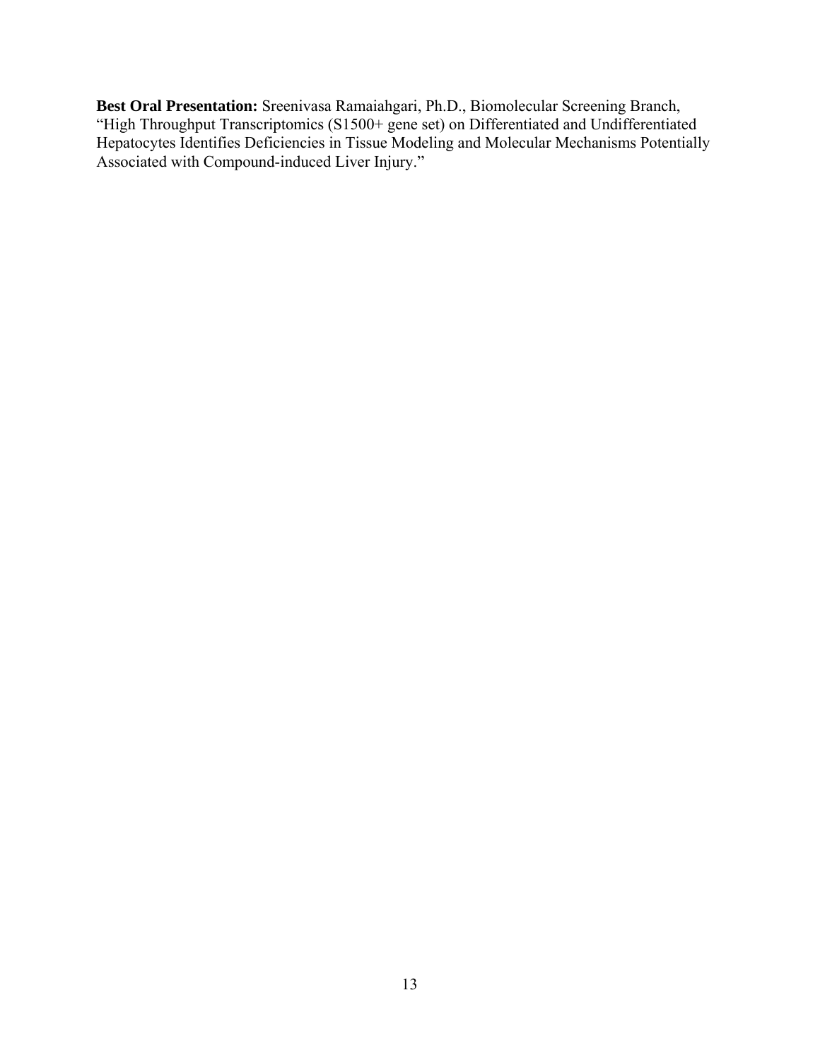**Best Oral Presentation:** Sreenivasa Ramaiahgari, Ph.D., Biomolecular Screening Branch, "High Throughput Transcriptomics (S1500+ gene set) on Differentiated and Undifferentiated Hepatocytes Identifies Deficiencies in Tissue Modeling and Molecular Mechanisms Potentially Associated with Compound-induced Liver Injury."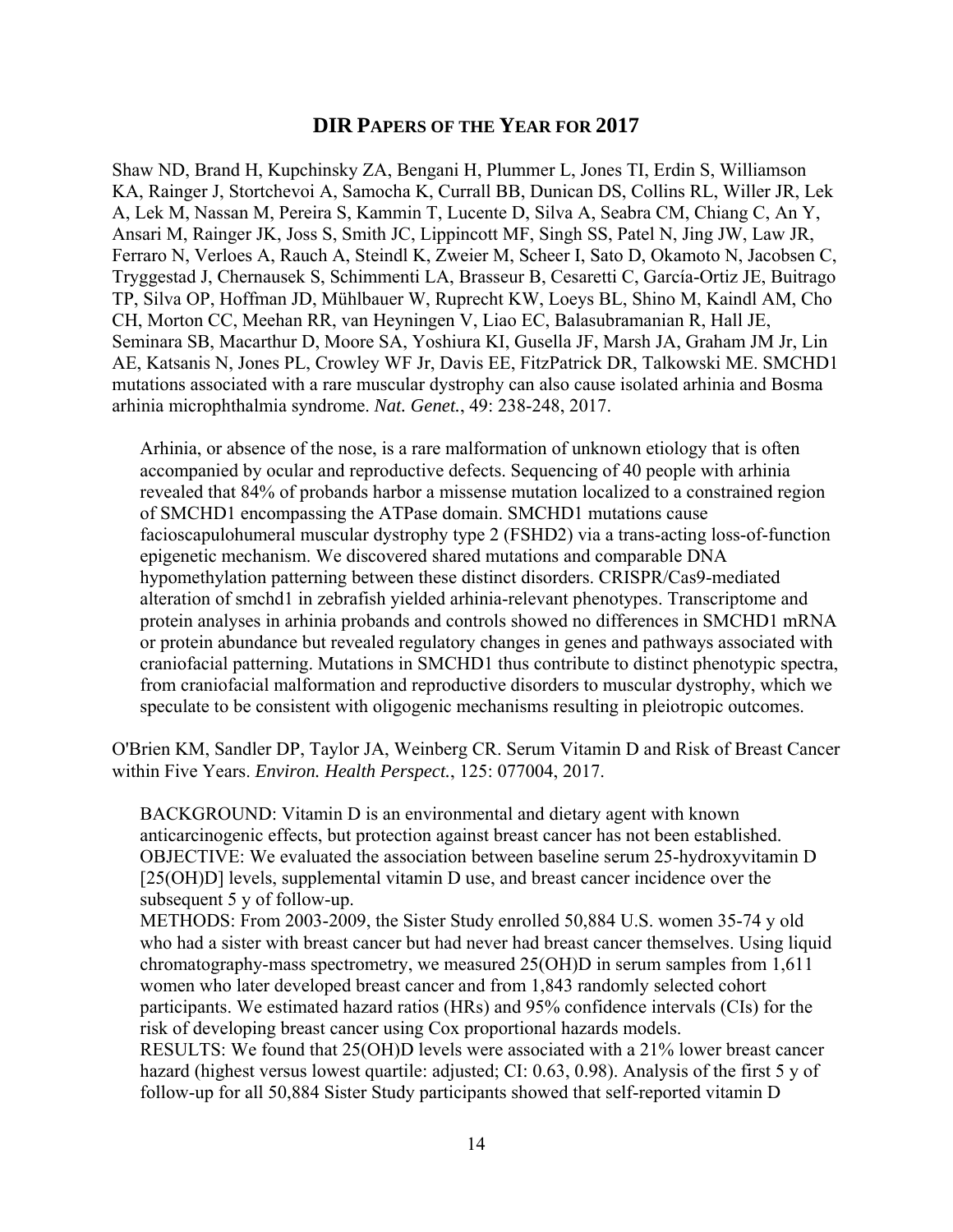## DIR Papers of the Year for 2017

Shaw ND, Brand H, Kupchinsky ZA, Bengani H, Plummer L, Jones TI, Erdin S, Williamson KA, Rainger J, Stortchevoi A, Samocha K, Currall BB, Dunican DS, Collins RL, Willer JR, Lek A, Lek M, Nassan M, Pereira S, Kammin T, Lucente D, Silva A, Seabra CM, Chiang C, An Y, Ansari M, Rainger JK, Joss S, Smith JC, Lippincott MF, Singh SS, Patel N, Jing JW, Law JR, Ferraro N, Verloes A, Rauch A, Steindl K, Zweier M, Scheer I, Sato D, Okamoto N, Jacobsen C, Tryggestad J, Chernausek S, Schimmenti LA, Brasseur B, Cesaretti C, García-Ortiz JE, Buitrago TP, Silva OP, Hoffman JD, Mühlbauer W, Ruprecht KW, Loeys BL, Shino M, Kaindl AM, Cho CH, Morton CC, Meehan RR, van Heyningen V, Liao EC, Balasubramanian R, Hall JE, Seminara SB, Macarthur D, Moore SA, Yoshiura KI, Gusella JF, Marsh JA, Graham JM Jr, Lin AE, Katsanis N, Jones PL, Crowley WF Jr, Davis EE, FitzPatrick DR, Talkowski ME. SMCHD1 mutations associated with a rare muscular dystrophy can also cause isolated arhinia and Bosma arhinia microphthalmia syndrome. *Nat. Genet.*, 49: 238-248, 2017.

> Arhinia, or absence of the nose, is a rare malformation of unknown etiology that is often accompanied by ocular and reproductive defects. Sequencing of 40 people with arhinia revealed that 84% of probands harbor a missense mutation localized to a constrained region of SMCHD1 encompassing the ATPase domain. SMCHD1 mutations cause facioscapulohumeral muscular dystrophy type 2 (FSHD2) via a trans-acting loss-of-function epigenetic mechanism. We discovered shared mutations and comparable DNA hypomethylation patterning between these distinct disorders. CRISPR/Cas9-mediated alteration of smchd1 in zebrafish yielded arhinia-relevant phenotypes. Transcriptome and protein analyses in arhinia probands and controls showed no differences in SMCHD1 mRNA or protein abundance but revealed regulatory changes in genes and pathways associated with craniofacial patterning. Mutations in SMCHD1 thus contribute to distinct phenotypic spectra, from craniofacial malformation and reproductive disorders to muscular dystrophy, which we speculate to be consistent with oligogenic mechanisms resulting in pleiotropic outcomes.

O'Brien KM, Sandler DP, Taylor JA, Weinberg CR. Serum Vitamin D and Risk of Breast Cancer within Five Years. *Environ. Health Perspect.*, 125: 077004, 2017.

> BACKGROUND: Vitamin D is an environmental and dietary agent with known anticarcinogenic effects, but protection against breast cancer has not been established.
> OBJECTIVE: We evaluated the association between baseline serum 25-hydroxyvitamin D [25(OH)D] levels, supplemental vitamin D use, and breast cancer incidence over the subsequent 5 y of follow-up.
> METHODS: From 2003-2009, the Sister Study enrolled 50,884 U.S. women 35-74 y old who had a sister with breast cancer but had never had breast cancer themselves. Using liquid chromatography-mass spectrometry, we measured 25(OH)D in serum samples from 1,611 women who later developed breast cancer and from 1,843 randomly selected cohort participants. We estimated hazard ratios (HRs) and 95% confidence intervals (CIs) for the risk of developing breast cancer using Cox proportional hazards models.
> RESULTS: We found that 25(OH)D levels were associated with a 21% lower breast cancer hazard (highest versus lowest quartile: adjusted; CI: 0.63, 0.98). Analysis of the first 5 y of follow-up for all 50,884 Sister Study participants showed that self-reported vitamin D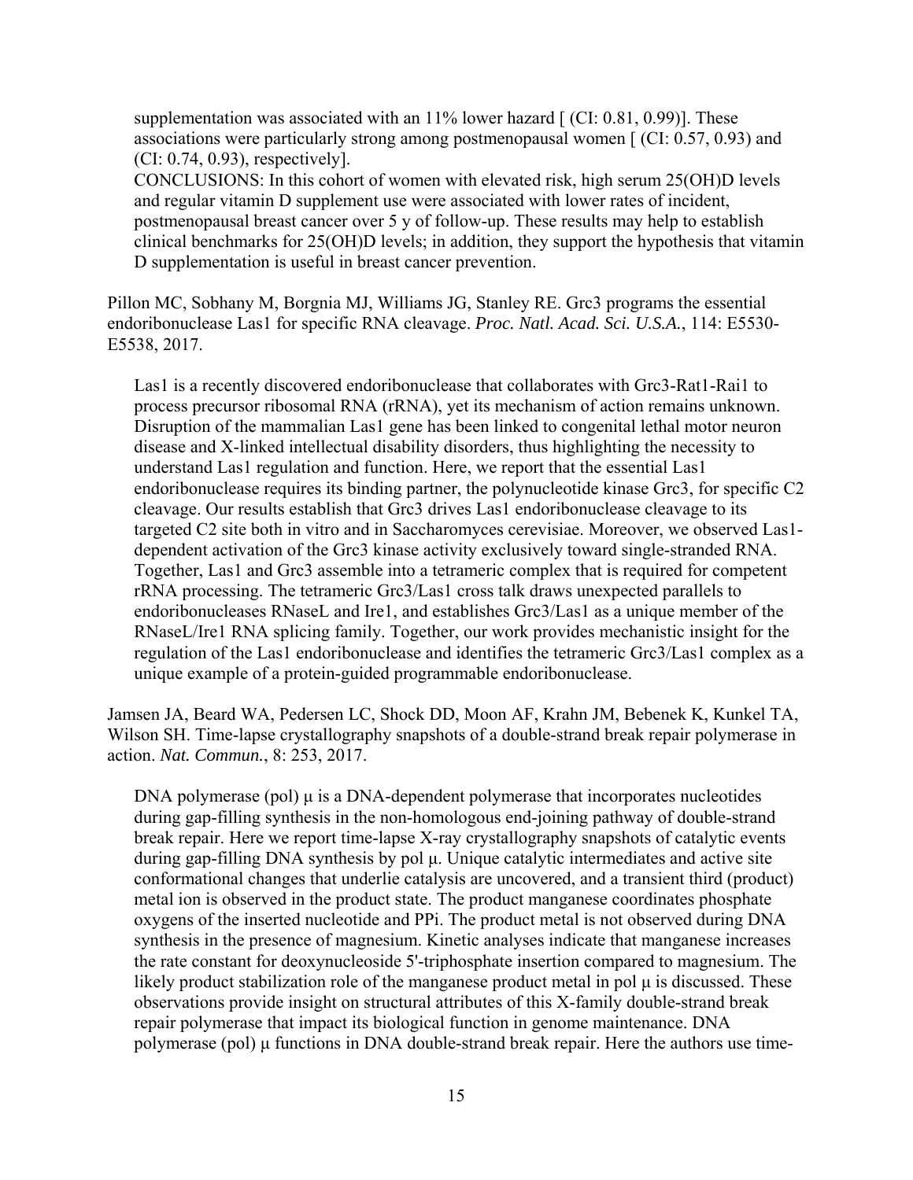supplementation was associated with an 11% lower hazard [ (CI: 0.81, 0.99)]. These associations were particularly strong among postmenopausal women [ (CI: 0.57, 0.93) and (CI: 0.74, 0.93), respectively].

CONCLUSIONS: In this cohort of women with elevated risk, high serum 25(OH)D levels and regular vitamin D supplement use were associated with lower rates of incident, postmenopausal breast cancer over 5 y of follow-up. These results may help to establish clinical benchmarks for 25(OH)D levels; in addition, they support the hypothesis that vitamin D supplementation is useful in breast cancer prevention.

Pillon MC, Sobhany M, Borgnia MJ, Williams JG, Stanley RE. Grc3 programs the essential endoribonuclease Las1 for specific RNA cleavage. *Proc. Natl. Acad. Sci. U.S.A.*, 114: E5530-E5538, 2017.

Las1 is a recently discovered endoribonuclease that collaborates with Grc3-Rat1-Rai1 to process precursor ribosomal RNA (rRNA), yet its mechanism of action remains unknown. Disruption of the mammalian Las1 gene has been linked to congenital lethal motor neuron disease and X-linked intellectual disability disorders, thus highlighting the necessity to understand Las1 regulation and function. Here, we report that the essential Las1 endoribonuclease requires its binding partner, the polynucleotide kinase Grc3, for specific C2 cleavage. Our results establish that Grc3 drives Las1 endoribonuclease cleavage to its targeted C2 site both in vitro and in Saccharomyces cerevisiae. Moreover, we observed Las1-dependent activation of the Grc3 kinase activity exclusively toward single-stranded RNA. Together, Las1 and Grc3 assemble into a tetrameric complex that is required for competent rRNA processing. The tetrameric Grc3/Las1 cross talk draws unexpected parallels to endoribonucleases RNaseL and Ire1, and establishes Grc3/Las1 as a unique member of the RNaseL/Ire1 RNA splicing family. Together, our work provides mechanistic insight for the regulation of the Las1 endoribonuclease and identifies the tetrameric Grc3/Las1 complex as a unique example of a protein-guided programmable endoribonuclease.

Jamsen JA, Beard WA, Pedersen LC, Shock DD, Moon AF, Krahn JM, Bebenek K, Kunkel TA, Wilson SH. Time-lapse crystallography snapshots of a double-strand break repair polymerase in action. *Nat. Commun.*, 8: 253, 2017.

DNA polymerase (pol) μ is a DNA-dependent polymerase that incorporates nucleotides during gap-filling synthesis in the non-homologous end-joining pathway of double-strand break repair. Here we report time-lapse X-ray crystallography snapshots of catalytic events during gap-filling DNA synthesis by pol μ. Unique catalytic intermediates and active site conformational changes that underlie catalysis are uncovered, and a transient third (product) metal ion is observed in the product state. The product manganese coordinates phosphate oxygens of the inserted nucleotide and PPi. The product metal is not observed during DNA synthesis in the presence of magnesium. Kinetic analyses indicate that manganese increases the rate constant for deoxynucleoside 5'-triphosphate insertion compared to magnesium. The likely product stabilization role of the manganese product metal in pol μ is discussed. These observations provide insight on structural attributes of this X-family double-strand break repair polymerase that impact its biological function in genome maintenance. DNA polymerase (pol) μ functions in DNA double-strand break repair. Here the authors use time-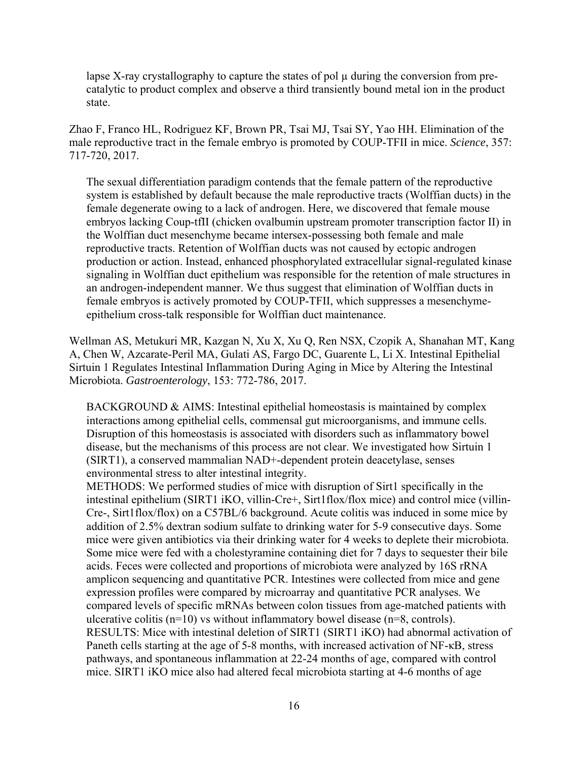lapse X-ray crystallography to capture the states of pol μ during the conversion from pre-catalytic to product complex and observe a third transiently bound metal ion in the product state.

Zhao F, Franco HL, Rodriguez KF, Brown PR, Tsai MJ, Tsai SY, Yao HH. Elimination of the male reproductive tract in the female embryo is promoted by COUP-TFII in mice. *Science*, 357: 717-720, 2017.

The sexual differentiation paradigm contends that the female pattern of the reproductive system is established by default because the male reproductive tracts (Wolffian ducts) in the female degenerate owing to a lack of androgen. Here, we discovered that female mouse embryos lacking Coup-tfII (chicken ovalbumin upstream promoter transcription factor II) in the Wolffian duct mesenchyme became intersex-possessing both female and male reproductive tracts. Retention of Wolffian ducts was not caused by ectopic androgen production or action. Instead, enhanced phosphorylated extracellular signal-regulated kinase signaling in Wolffian duct epithelium was responsible for the retention of male structures in an androgen-independent manner. We thus suggest that elimination of Wolffian ducts in female embryos is actively promoted by COUP-TFII, which suppresses a mesenchyme-epithelium cross-talk responsible for Wolffian duct maintenance.

Wellman AS, Metukuri MR, Kazgan N, Xu X, Xu Q, Ren NSX, Czopik A, Shanahan MT, Kang A, Chen W, Azcarate-Peril MA, Gulati AS, Fargo DC, Guarente L, Li X. Intestinal Epithelial Sirtuin 1 Regulates Intestinal Inflammation During Aging in Mice by Altering the Intestinal Microbiota. *Gastroenterology*, 153: 772-786, 2017.

BACKGROUND & AIMS: Intestinal epithelial homeostasis is maintained by complex interactions among epithelial cells, commensal gut microorganisms, and immune cells. Disruption of this homeostasis is associated with disorders such as inflammatory bowel disease, but the mechanisms of this process are not clear. We investigated how Sirtuin 1 (SIRT1), a conserved mammalian NAD+-dependent protein deacetylase, senses environmental stress to alter intestinal integrity.
METHODS: We performed studies of mice with disruption of Sirt1 specifically in the intestinal epithelium (SIRT1 iKO, villin-Cre+, Sirt1flox/flox mice) and control mice (villin-Cre-, Sirt1flox/flox) on a C57BL/6 background. Acute colitis was induced in some mice by addition of 2.5% dextran sodium sulfate to drinking water for 5-9 consecutive days. Some mice were given antibiotics via their drinking water for 4 weeks to deplete their microbiota. Some mice were fed with a cholestyramine containing diet for 7 days to sequester their bile acids. Feces were collected and proportions of microbiota were analyzed by 16S rRNA amplicon sequencing and quantitative PCR. Intestines were collected from mice and gene expression profiles were compared by microarray and quantitative PCR analyses. We compared levels of specific mRNAs between colon tissues from age-matched patients with ulcerative colitis (n=10) vs without inflammatory bowel disease (n=8, controls).
RESULTS: Mice with intestinal deletion of SIRT1 (SIRT1 iKO) had abnormal activation of Paneth cells starting at the age of 5-8 months, with increased activation of NF-κB, stress pathways, and spontaneous inflammation at 22-24 months of age, compared with control mice. SIRT1 iKO mice also had altered fecal microbiota starting at 4-6 months of age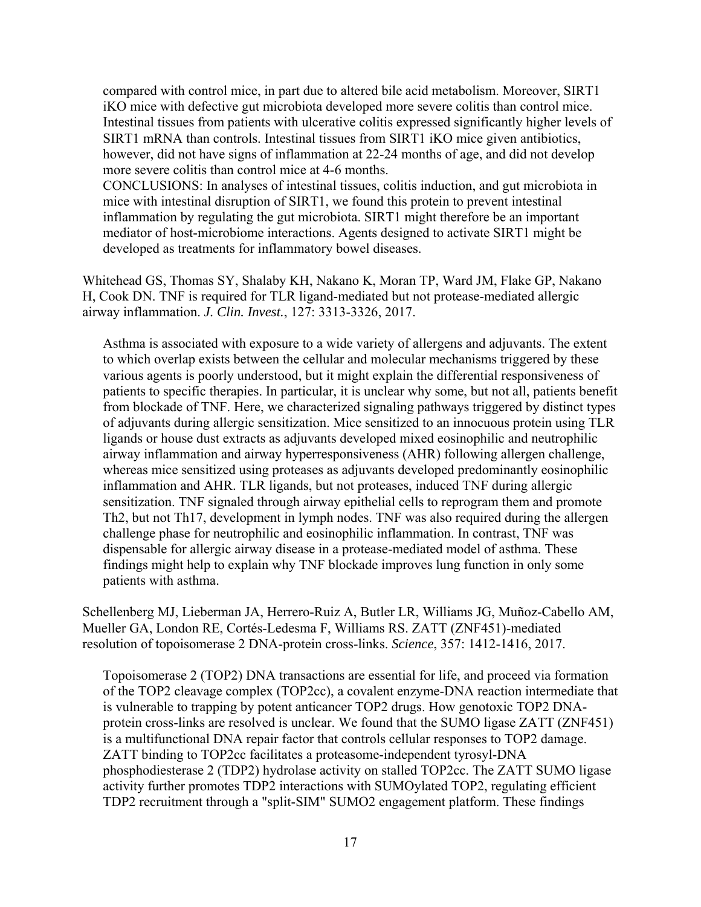compared with control mice, in part due to altered bile acid metabolism. Moreover, SIRT1 iKO mice with defective gut microbiota developed more severe colitis than control mice. Intestinal tissues from patients with ulcerative colitis expressed significantly higher levels of SIRT1 mRNA than controls. Intestinal tissues from SIRT1 iKO mice given antibiotics, however, did not have signs of inflammation at 22-24 months of age, and did not develop more severe colitis than control mice at 4-6 months.
CONCLUSIONS: In analyses of intestinal tissues, colitis induction, and gut microbiota in mice with intestinal disruption of SIRT1, we found this protein to prevent intestinal inflammation by regulating the gut microbiota. SIRT1 might therefore be an important mediator of host-microbiome interactions. Agents designed to activate SIRT1 might be developed as treatments for inflammatory bowel diseases.

Whitehead GS, Thomas SY, Shalaby KH, Nakano K, Moran TP, Ward JM, Flake GP, Nakano H, Cook DN. TNF is required for TLR ligand-mediated but not protease-mediated allergic airway inflammation. *J. Clin. Invest.*, 127: 3313-3326, 2017.

Asthma is associated with exposure to a wide variety of allergens and adjuvants. The extent to which overlap exists between the cellular and molecular mechanisms triggered by these various agents is poorly understood, but it might explain the differential responsiveness of patients to specific therapies. In particular, it is unclear why some, but not all, patients benefit from blockade of TNF. Here, we characterized signaling pathways triggered by distinct types of adjuvants during allergic sensitization. Mice sensitized to an innocuous protein using TLR ligands or house dust extracts as adjuvants developed mixed eosinophilic and neutrophilic airway inflammation and airway hyperresponsiveness (AHR) following allergen challenge, whereas mice sensitized using proteases as adjuvants developed predominantly eosinophilic inflammation and AHR. TLR ligands, but not proteases, induced TNF during allergic sensitization. TNF signaled through airway epithelial cells to reprogram them and promote Th2, but not Th17, development in lymph nodes. TNF was also required during the allergen challenge phase for neutrophilic and eosinophilic inflammation. In contrast, TNF was dispensable for allergic airway disease in a protease-mediated model of asthma. These findings might help to explain why TNF blockade improves lung function in only some patients with asthma.

Schellenberg MJ, Lieberman JA, Herrero-Ruiz A, Butler LR, Williams JG, Muñoz-Cabello AM, Mueller GA, London RE, Cortés-Ledesma F, Williams RS. ZATT (ZNF451)-mediated resolution of topoisomerase 2 DNA-protein cross-links. *Science*, 357: 1412-1416, 2017.

Topoisomerase 2 (TOP2) DNA transactions are essential for life, and proceed via formation of the TOP2 cleavage complex (TOP2cc), a covalent enzyme-DNA reaction intermediate that is vulnerable to trapping by potent anticancer TOP2 drugs. How genotoxic TOP2 DNA-protein cross-links are resolved is unclear. We found that the SUMO ligase ZATT (ZNF451) is a multifunctional DNA repair factor that controls cellular responses to TOP2 damage. ZATT binding to TOP2cc facilitates a proteasome-independent tyrosyl-DNA phosphodiesterase 2 (TDP2) hydrolase activity on stalled TOP2cc. The ZATT SUMO ligase activity further promotes TDP2 interactions with SUMOylated TOP2, regulating efficient TDP2 recruitment through a "split-SIM" SUMO2 engagement platform. These findings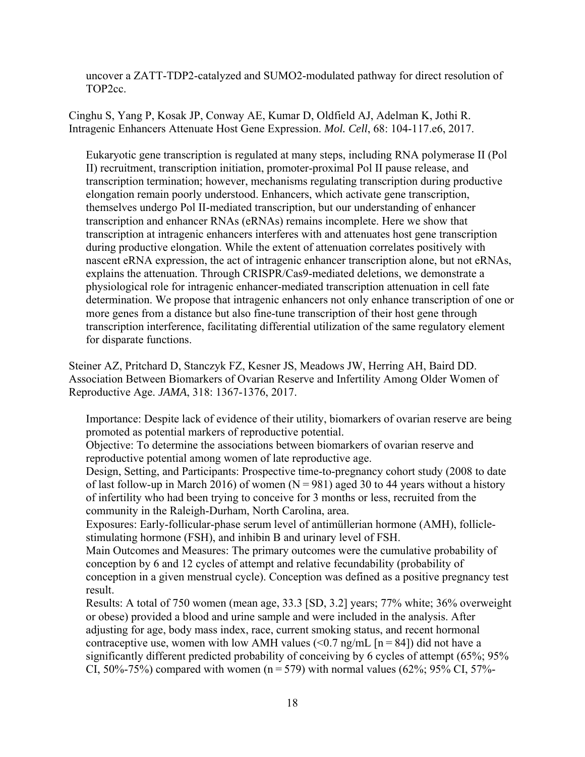uncover a ZATT-TDP2-catalyzed and SUMO2-modulated pathway for direct resolution of TOP2cc.

Cinghu S, Yang P, Kosak JP, Conway AE, Kumar D, Oldfield AJ, Adelman K, Jothi R. Intragenic Enhancers Attenuate Host Gene Expression. *Mol. Cell*, 68: 104-117.e6, 2017.

Eukaryotic gene transcription is regulated at many steps, including RNA polymerase II (Pol II) recruitment, transcription initiation, promoter-proximal Pol II pause release, and transcription termination; however, mechanisms regulating transcription during productive elongation remain poorly understood. Enhancers, which activate gene transcription, themselves undergo Pol II-mediated transcription, but our understanding of enhancer transcription and enhancer RNAs (eRNAs) remains incomplete. Here we show that transcription at intragenic enhancers interferes with and attenuates host gene transcription during productive elongation. While the extent of attenuation correlates positively with nascent eRNA expression, the act of intragenic enhancer transcription alone, but not eRNAs, explains the attenuation. Through CRISPR/Cas9-mediated deletions, we demonstrate a physiological role for intragenic enhancer-mediated transcription attenuation in cell fate determination. We propose that intragenic enhancers not only enhance transcription of one or more genes from a distance but also fine-tune transcription of their host gene through transcription interference, facilitating differential utilization of the same regulatory element for disparate functions.

Steiner AZ, Pritchard D, Stanczyk FZ, Kesner JS, Meadows JW, Herring AH, Baird DD. Association Between Biomarkers of Ovarian Reserve and Infertility Among Older Women of Reproductive Age. *JAMA*, 318: 1367-1376, 2017.

Importance: Despite lack of evidence of their utility, biomarkers of ovarian reserve are being promoted as potential markers of reproductive potential.
Objective: To determine the associations between biomarkers of ovarian reserve and reproductive potential among women of late reproductive age.
Design, Setting, and Participants: Prospective time-to-pregnancy cohort study (2008 to date of last follow-up in March 2016) of women (N = 981) aged 30 to 44 years without a history of infertility who had been trying to conceive for 3 months or less, recruited from the community in the Raleigh-Durham, North Carolina, area.
Exposures: Early-follicular-phase serum level of antimüllerian hormone (AMH), follicle-stimulating hormone (FSH), and inhibin B and urinary level of FSH.
Main Outcomes and Measures: The primary outcomes were the cumulative probability of conception by 6 and 12 cycles of attempt and relative fecundability (probability of conception in a given menstrual cycle). Conception was defined as a positive pregnancy test result.
Results: A total of 750 women (mean age, 33.3 [SD, 3.2] years; 77% white; 36% overweight or obese) provided a blood and urine sample and were included in the analysis. After adjusting for age, body mass index, race, current smoking status, and recent hormonal contraceptive use, women with low AMH values (<0.7 ng/mL [n = 84]) did not have a significantly different predicted probability of conceiving by 6 cycles of attempt (65%; 95% CI, 50%-75%) compared with women (n = 579) with normal values (62%; 95% CI, 57%-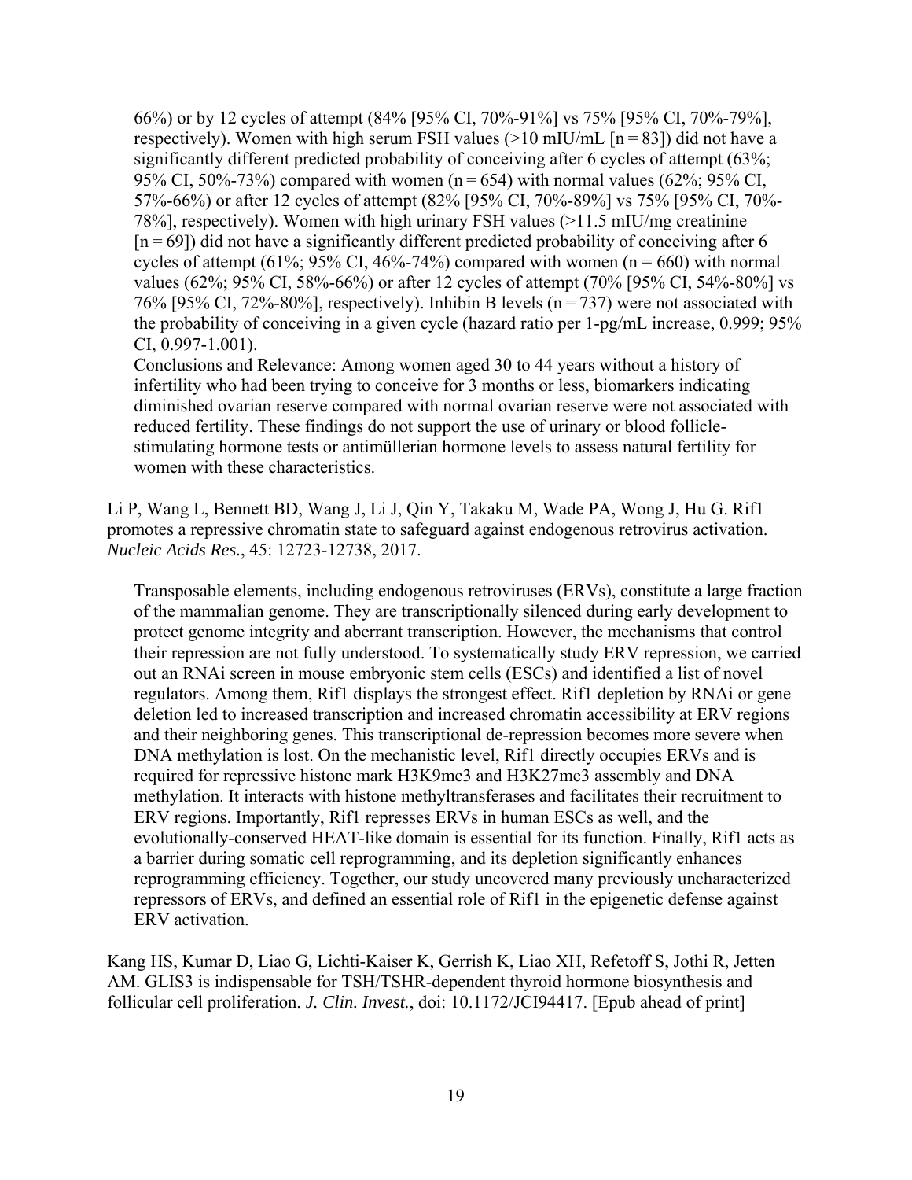66%) or by 12 cycles of attempt (84% [95% CI, 70%-91%] vs 75% [95% CI, 70%-79%], respectively). Women with high serum FSH values (>10 mIU/mL [n = 83]) did not have a significantly different predicted probability of conceiving after 6 cycles of attempt (63%; 95% CI, 50%-73%) compared with women (n = 654) with normal values (62%; 95% CI, 57%-66%) or after 12 cycles of attempt (82% [95% CI, 70%-89%] vs 75% [95% CI, 70%-78%], respectively). Women with high urinary FSH values (>11.5 mIU/mg creatinine [n = 69]) did not have a significantly different predicted probability of conceiving after 6 cycles of attempt (61%; 95% CI, 46%-74%) compared with women (n = 660) with normal values (62%; 95% CI, 58%-66%) or after 12 cycles of attempt (70% [95% CI, 54%-80%] vs 76% [95% CI, 72%-80%], respectively). Inhibin B levels (n = 737) were not associated with the probability of conceiving in a given cycle (hazard ratio per 1-pg/mL increase, 0.999; 95% CI, 0.997-1.001).

Conclusions and Relevance: Among women aged 30 to 44 years without a history of infertility who had been trying to conceive for 3 months or less, biomarkers indicating diminished ovarian reserve compared with normal ovarian reserve were not associated with reduced fertility. These findings do not support the use of urinary or blood follicle-stimulating hormone tests or antimüllerian hormone levels to assess natural fertility for women with these characteristics.

Li P, Wang L, Bennett BD, Wang J, Li J, Qin Y, Takaku M, Wade PA, Wong J, Hu G. Rif1 promotes a repressive chromatin state to safeguard against endogenous retrovirus activation. *Nucleic Acids Res.*, 45: 12723-12738, 2017.

Transposable elements, including endogenous retroviruses (ERVs), constitute a large fraction of the mammalian genome. They are transcriptionally silenced during early development to protect genome integrity and aberrant transcription. However, the mechanisms that control their repression are not fully understood. To systematically study ERV repression, we carried out an RNAi screen in mouse embryonic stem cells (ESCs) and identified a list of novel regulators. Among them, Rif1 displays the strongest effect. Rif1 depletion by RNAi or gene deletion led to increased transcription and increased chromatin accessibility at ERV regions and their neighboring genes. This transcriptional de-repression becomes more severe when DNA methylation is lost. On the mechanistic level, Rif1 directly occupies ERVs and is required for repressive histone mark H3K9me3 and H3K27me3 assembly and DNA methylation. It interacts with histone methyltransferases and facilitates their recruitment to ERV regions. Importantly, Rif1 represses ERVs in human ESCs as well, and the evolutionally-conserved HEAT-like domain is essential for its function. Finally, Rif1 acts as a barrier during somatic cell reprogramming, and its depletion significantly enhances reprogramming efficiency. Together, our study uncovered many previously uncharacterized repressors of ERVs, and defined an essential role of Rif1 in the epigenetic defense against ERV activation.

Kang HS, Kumar D, Liao G, Lichti-Kaiser K, Gerrish K, Liao XH, Refetoff S, Jothi R, Jetten AM. GLIS3 is indispensable for TSH/TSHR-dependent thyroid hormone biosynthesis and follicular cell proliferation. *J. Clin. Invest.*, doi: 10.1172/JCI94417. [Epub ahead of print]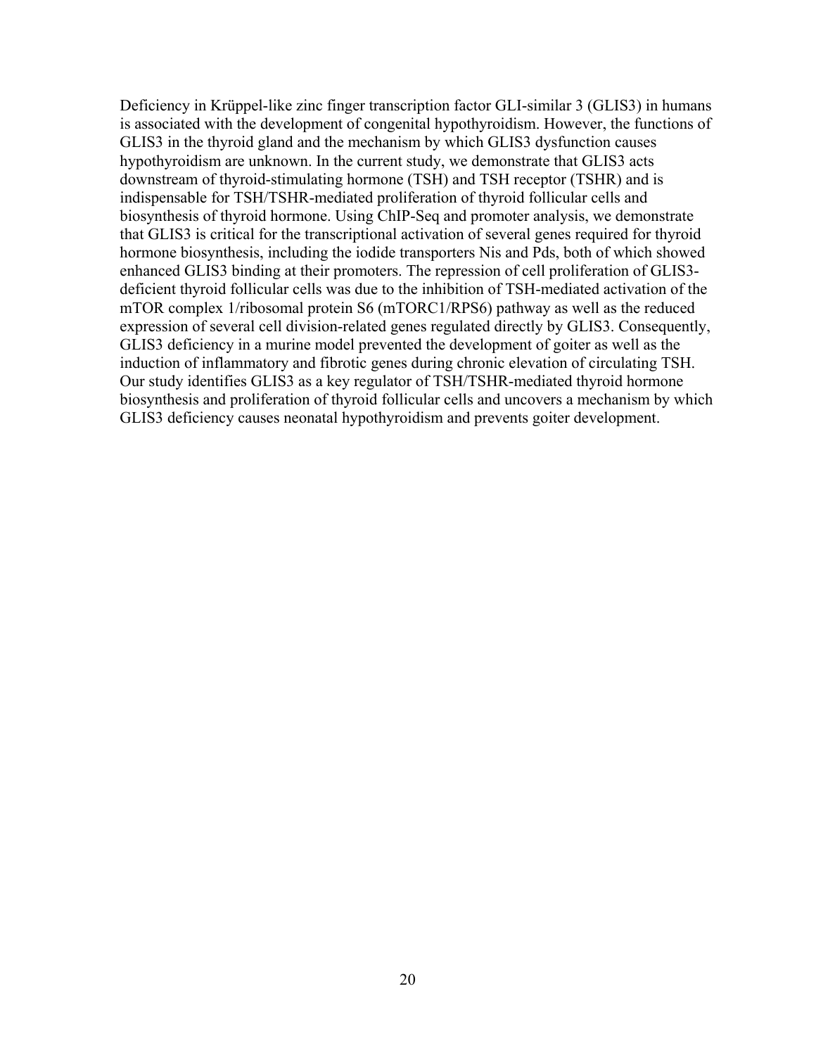Deficiency in Krüppel-like zinc finger transcription factor GLI-similar 3 (GLIS3) in humans is associated with the development of congenital hypothyroidism. However, the functions of GLIS3 in the thyroid gland and the mechanism by which GLIS3 dysfunction causes hypothyroidism are unknown. In the current study, we demonstrate that GLIS3 acts downstream of thyroid-stimulating hormone (TSH) and TSH receptor (TSHR) and is indispensable for TSH/TSHR-mediated proliferation of thyroid follicular cells and biosynthesis of thyroid hormone. Using ChIP-Seq and promoter analysis, we demonstrate that GLIS3 is critical for the transcriptional activation of several genes required for thyroid hormone biosynthesis, including the iodide transporters Nis and Pds, both of which showed enhanced GLIS3 binding at their promoters. The repression of cell proliferation of GLIS3-deficient thyroid follicular cells was due to the inhibition of TSH-mediated activation of the mTOR complex 1/ribosomal protein S6 (mTORC1/RPS6) pathway as well as the reduced expression of several cell division-related genes regulated directly by GLIS3. Consequently, GLIS3 deficiency in a murine model prevented the development of goiter as well as the induction of inflammatory and fibrotic genes during chronic elevation of circulating TSH. Our study identifies GLIS3 as a key regulator of TSH/TSHR-mediated thyroid hormone biosynthesis and proliferation of thyroid follicular cells and uncovers a mechanism by which GLIS3 deficiency causes neonatal hypothyroidism and prevents goiter development.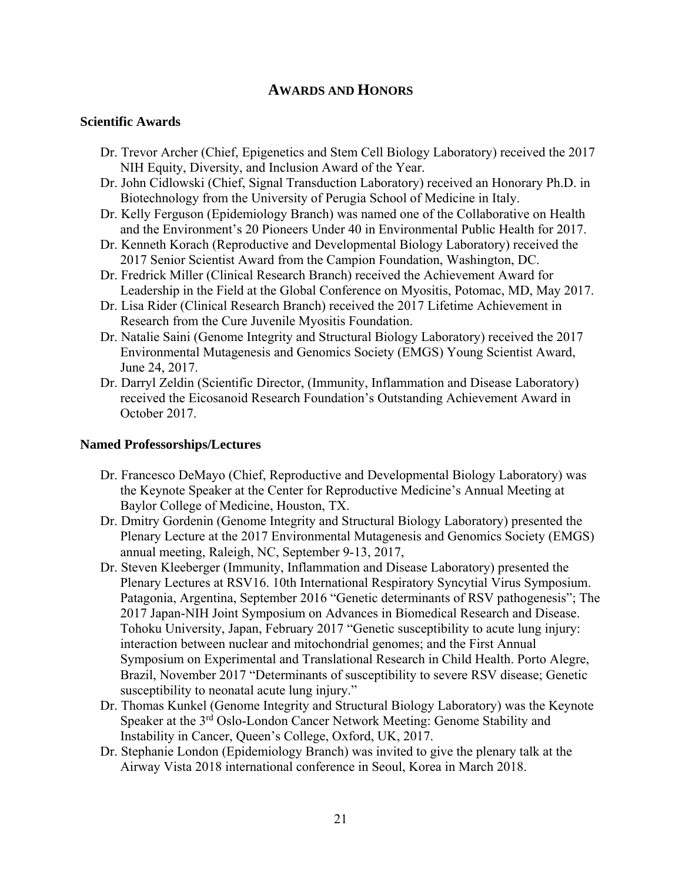## AWARDS AND HONORS

### Scientific Awards

- Dr. Trevor Archer (Chief, Epigenetics and Stem Cell Biology Laboratory) received the 2017 NIH Equity, Diversity, and Inclusion Award of the Year.
- Dr. John Cidlowski (Chief, Signal Transduction Laboratory) received an Honorary Ph.D. in Biotechnology from the University of Perugia School of Medicine in Italy.
- Dr. Kelly Ferguson (Epidemiology Branch) was named one of the Collaborative on Health and the Environment's 20 Pioneers Under 40 in Environmental Public Health for 2017.
- Dr. Kenneth Korach (Reproductive and Developmental Biology Laboratory) received the 2017 Senior Scientist Award from the Campion Foundation, Washington, DC.
- Dr. Fredrick Miller (Clinical Research Branch) received the Achievement Award for Leadership in the Field at the Global Conference on Myositis, Potomac, MD, May 2017.
- Dr. Lisa Rider (Clinical Research Branch) received the 2017 Lifetime Achievement in Research from the Cure Juvenile Myositis Foundation.
- Dr. Natalie Saini (Genome Integrity and Structural Biology Laboratory) received the 2017 Environmental Mutagenesis and Genomics Society (EMGS) Young Scientist Award, June 24, 2017.
- Dr. Darryl Zeldin (Scientific Director, (Immunity, Inflammation and Disease Laboratory) received the Eicosanoid Research Foundation's Outstanding Achievement Award in October 2017.

### Named Professorships/Lectures

- Dr. Francesco DeMayo (Chief, Reproductive and Developmental Biology Laboratory) was the Keynote Speaker at the Center for Reproductive Medicine's Annual Meeting at Baylor College of Medicine, Houston, TX.
- Dr. Dmitry Gordenin (Genome Integrity and Structural Biology Laboratory) presented the Plenary Lecture at the 2017 Environmental Mutagenesis and Genomics Society (EMGS) annual meeting, Raleigh, NC, September 9-13, 2017,
- Dr. Steven Kleeberger (Immunity, Inflammation and Disease Laboratory) presented the Plenary Lectures at RSV16. 10th International Respiratory Syncytial Virus Symposium. Patagonia, Argentina, September 2016 "Genetic determinants of RSV pathogenesis"; The 2017 Japan-NIH Joint Symposium on Advances in Biomedical Research and Disease. Tohoku University, Japan, February 2017 "Genetic susceptibility to acute lung injury: interaction between nuclear and mitochondrial genomes; and the First Annual Symposium on Experimental and Translational Research in Child Health. Porto Alegre, Brazil, November 2017 "Determinants of susceptibility to severe RSV disease; Genetic susceptibility to neonatal acute lung injury."
- Dr. Thomas Kunkel (Genome Integrity and Structural Biology Laboratory) was the Keynote Speaker at the 3rd Oslo-London Cancer Network Meeting: Genome Stability and Instability in Cancer, Queen's College, Oxford, UK, 2017.
- Dr. Stephanie London (Epidemiology Branch) was invited to give the plenary talk at the Airway Vista 2018 international conference in Seoul, Korea in March 2018.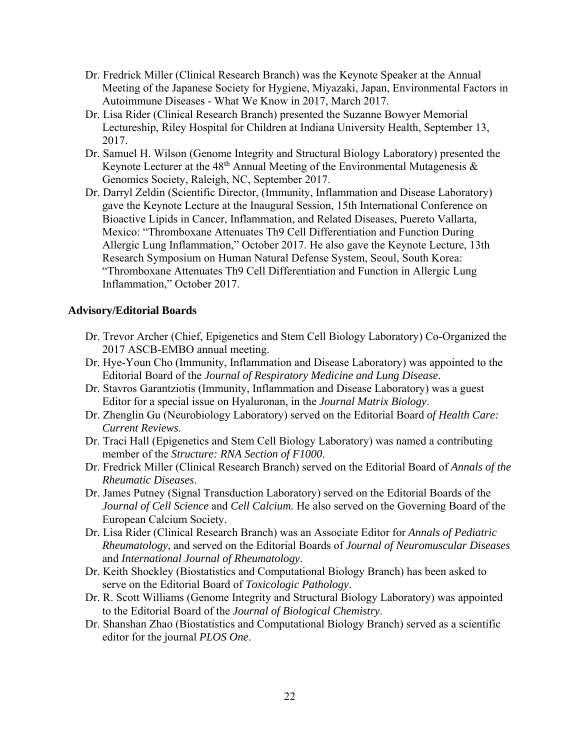- Dr. Fredrick Miller (Clinical Research Branch) was the Keynote Speaker at the Annual Meeting of the Japanese Society for Hygiene, Miyazaki, Japan, Environmental Factors in Autoimmune Diseases - What We Know in 2017, March 2017.
- Dr. Lisa Rider (Clinical Research Branch) presented the Suzanne Bowyer Memorial Lectureship, Riley Hospital for Children at Indiana University Health, September 13, 2017.
- Dr. Samuel H. Wilson (Genome Integrity and Structural Biology Laboratory) presented the Keynote Lecturer at the 48th Annual Meeting of the Environmental Mutagenesis & Genomics Society, Raleigh, NC, September 2017.
- Dr. Darryl Zeldin (Scientific Director, (Immunity, Inflammation and Disease Laboratory) gave the Keynote Lecture at the Inaugural Session, 15th International Conference on Bioactive Lipids in Cancer, Inflammation, and Related Diseases, Puereto Vallarta, Mexico: "Thromboxane Attenuates Th9 Cell Differentiation and Function During Allergic Lung Inflammation," October 2017. He also gave the Keynote Lecture, 13th Research Symposium on Human Natural Defense System, Seoul, South Korea: "Thromboxane Attenuates Th9 Cell Differentiation and Function in Allergic Lung Inflammation," October 2017.

**Advisory/Editorial Boards**

- Dr. Trevor Archer (Chief, Epigenetics and Stem Cell Biology Laboratory) Co-Organized the 2017 ASCB-EMBO annual meeting.
- Dr. Hye-Youn Cho (Immunity, Inflammation and Disease Laboratory) was appointed to the Editorial Board of the *Journal of Respiratory Medicine and Lung Disease*.
- Dr. Stavros Garantziotis (Immunity, Inflammation and Disease Laboratory) was a guest Editor for a special issue on Hyaluronan, in the *Journal Matrix Biology*.
- Dr. Zhenglin Gu (Neurobiology Laboratory) served on the Editorial Board *of Health Care: Current Reviews*.
- Dr. Traci Hall (Epigenetics and Stem Cell Biology Laboratory) was named a contributing member of the *Structure: RNA Section of F1000*.
- Dr. Fredrick Miller (Clinical Research Branch) served on the Editorial Board of *Annals of the Rheumatic Diseases*.
- Dr. James Putney (Signal Transduction Laboratory) served on the Editorial Boards of the *Journal of Cell Science* and *Cell Calcium.* He also served on the Governing Board of the European Calcium Society.
- Dr. Lisa Rider (Clinical Research Branch) was an Associate Editor for *Annals of Pediatric Rheumatology*, and served on the Editorial Boards of *Journal of Neuromuscular Diseases* and *International Journal of Rheumatology*.
- Dr. Keith Shockley (Biostatistics and Computational Biology Branch) has been asked to serve on the Editorial Board of *Toxicologic Pathology*.
- Dr. R. Scott Williams (Genome Integrity and Structural Biology Laboratory) was appointed to the Editorial Board of the *Journal of Biological Chemistry*.
- Dr. Shanshan Zhao (Biostatistics and Computational Biology Branch) served as a scientific editor for the journal *PLOS One*.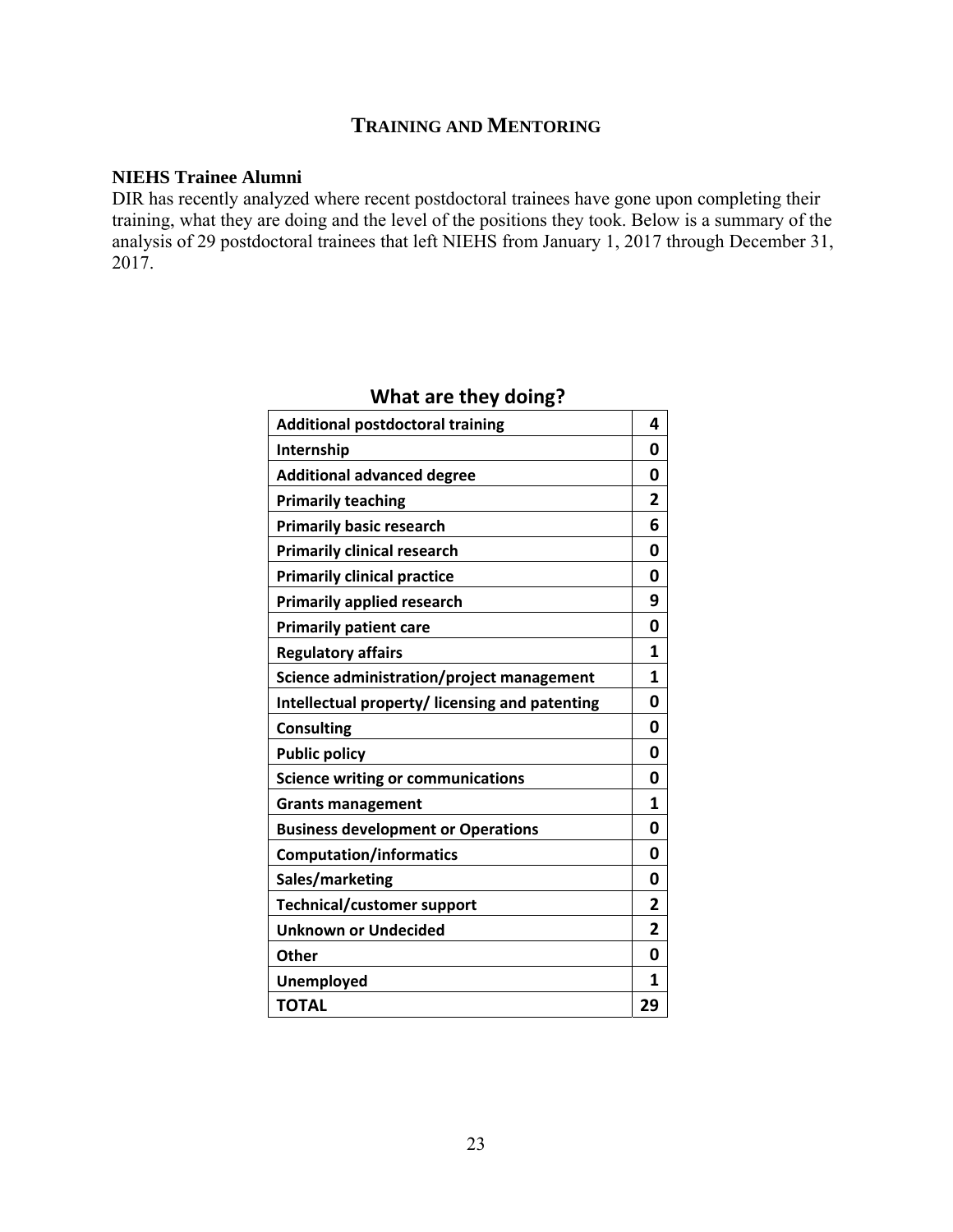# Training and Mentoring

**NIEHS Trainee Alumni**

DIR has recently analyzed where recent postdoctoral trainees have gone upon completing their training, what they are doing and the level of the positions they took. Below is a summary of the analysis of 29 postdoctoral trainees that left NIEHS from January 1, 2017 through December 31, 2017.

**What are they doing?**

| What are they doing? | |
|---|---|
| **Additional postdoctoral training** | **4** |
| **Internship** | **0** |
| **Additional advanced degree** | **0** |
| **Primarily teaching** | **2** |
| **Primarily basic research** | **6** |
| **Primarily clinical research** | **0** |
| **Primarily clinical practice** | **0** |
| **Primarily applied research** | **9** |
| **Primarily patient care** | **0** |
| **Regulatory affairs** | **1** |
| **Science administration/project management** | **1** |
| **Intellectual property/ licensing and patenting** | **0** |
| **Consulting** | **0** |
| **Public policy** | **0** |
| **Science writing or communications** | **0** |
| **Grants management** | **1** |
| **Business development or Operations** | **0** |
| **Computation/informatics** | **0** |
| **Sales/marketing** | **0** |
| **Technical/customer support** | **2** |
| **Unknown or Undecided** | **2** |
| **Other** | **0** |
| **Unemployed** | **1** |
| **TOTAL** | **29** |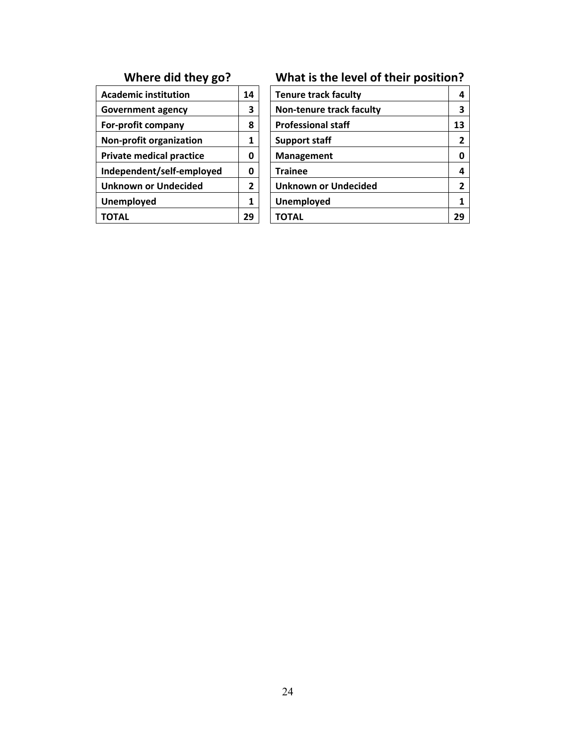## Where did they go?

| | |
|---|---|
| **Academic institution** | **14** |
| **Government agency** | **3** |
| **For-profit company** | **8** |
| **Non-profit organization** | **1** |
| **Private medical practice** | **0** |
| **Independent/self-employed** | **0** |
| **Unknown or Undecided** | **2** |
| **Unemployed** | **1** |
| **TOTAL** | **29** |

## What is the level of their position?

| | |
|---|---|
| **Tenure track faculty** | **4** |
| **Non-tenure track faculty** | **3** |
| **Professional staff** | **13** |
| **Support staff** | **2** |
| **Management** | **0** |
| **Trainee** | **4** |
| **Unknown or Undecided** | **2** |
| **Unemployed** | **1** |
| **TOTAL** | **29** |